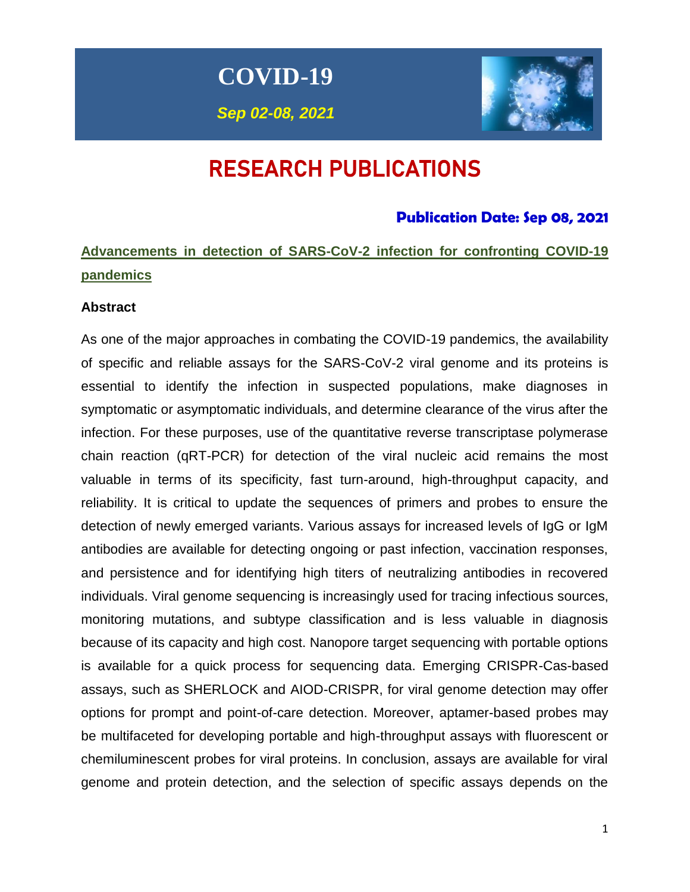# COVID-19

*Sep 02-08, 2021*

# RESEARCH PUBLICATIONS

**Publication Date: Sep 08, 2021**

## Advancements in detection of SARS-CoV-2 infection for confronting COVID-19 pandemics

### Abstract

As one of the major approaches in combating the COVID-19 pandemics, the availability of specific and reliable assays for the SARS-CoV-2 viral genome and its proteins is essential to identify the infection in suspected populations, make diagnoses in symptomatic or asymptomatic individuals, and determine clearance of the virus after the infection. For these purposes, use of the quantitative reverse transcriptase polymerase chain reaction (qRT-PCR) for detection of the viral nucleic acid remains the most valuable in terms of its specificity, fast turn-around, high-throughput capacity, and reliability. It is critical to update the sequences of primers and probes to ensure the detection of newly emerged variants. Various assays for increased levels of IgG or IgM antibodies are available for detecting ongoing or past infection, vaccination responses, and persistence and for identifying high titers of neutralizing antibodies in recovered individuals. Viral genome sequencing is increasingly used for tracing infectious sources, monitoring mutations, and subtype classification and is less valuable in diagnosis because of its capacity and high cost. Nanopore target sequencing with portable options is available for a quick process for sequencing data. Emerging CRISPR-Cas-based assays, such as SHERLOCK and AIOD-CRISPR, for viral genome detection may offer options for prompt and point-of-care detection. Moreover, aptamer-based probes may be multifaceted for developing portable and high-throughput assays with fluorescent or chemiluminescent probes for viral proteins. In conclusion, assays are available for viral genome and protein detection, and the selection of specific assays depends on the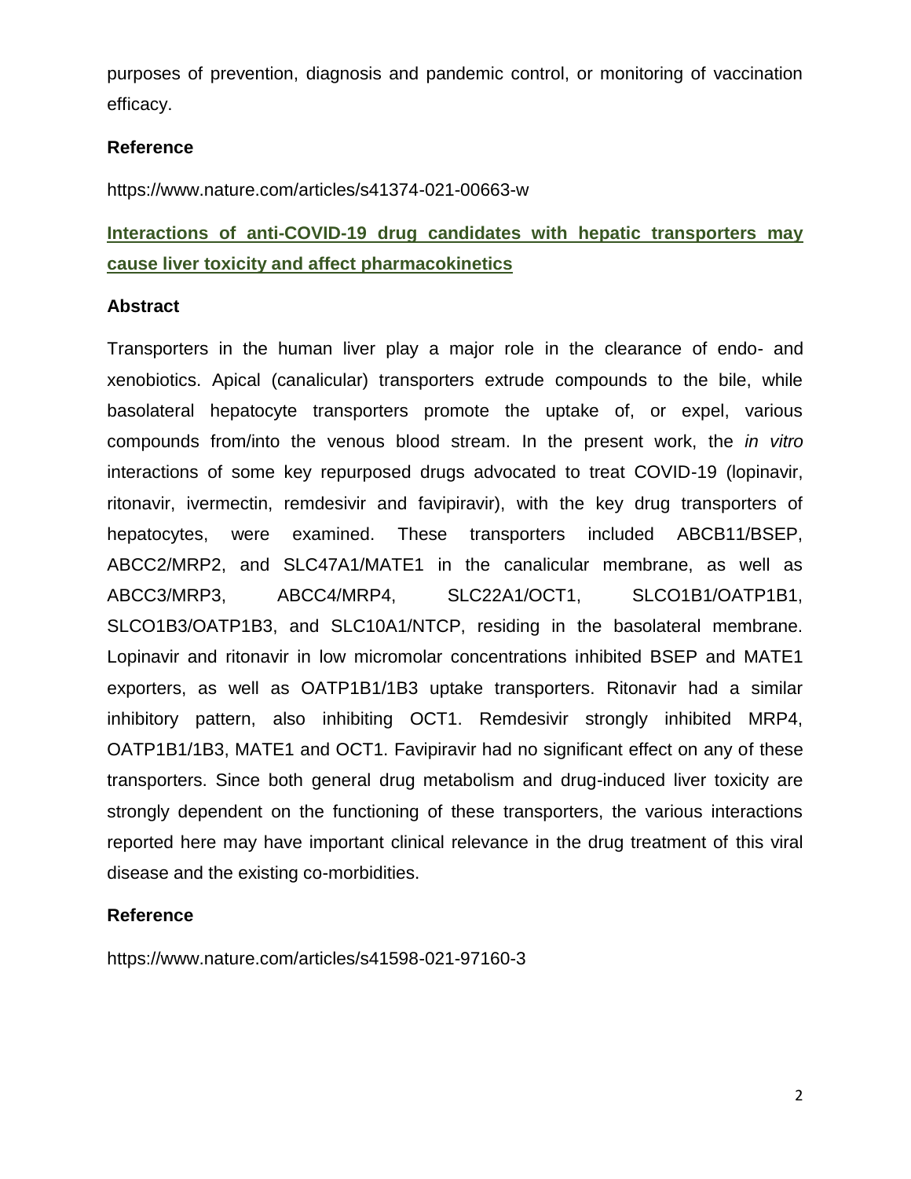purposes of prevention, diagnosis and pandemic control, or monitoring of vaccination efficacy.

### Reference

https://www.nature.com/articles/s41374-021-00663-w

## Interactions of anti-COVID-19 drug candidates with hepatic transporters may cause liver toxicity and affect pharmacokinetics

### Abstract

Transporters in the human liver play a major role in the clearance of endo- and xenobiotics. Apical (canalicular) transporters extrude compounds to the bile, while basolateral hepatocyte transporters promote the uptake of, or expel, various compounds from/into the venous blood stream. In the present work, the *in vitro* interactions of some key repurposed drugs advocated to treat COVID-19 (lopinavir, ritonavir, ivermectin, remdesivir and favipiravir), with the key drug transporters of hepatocytes, were examined. These transporters included ABCB11/BSEP, ABCC2/MRP2, and SLC47A1/MATE1 in the canalicular membrane, as well as ABCC3/MRP3, ABCC4/MRP4, SLC22A1/OCT1, SLCO1B1/OATP1B1, SLCO1B3/OATP1B3, and SLC10A1/NTCP, residing in the basolateral membrane. Lopinavir and ritonavir in low micromolar concentrations inhibited BSEP and MATE1 exporters, as well as OATP1B1/1B3 uptake transporters. Ritonavir had a similar inhibitory pattern, also inhibiting OCT1. Remdesivir strongly inhibited MRP4, OATP1B1/1B3, MATE1 and OCT1. Favipiravir had no significant effect on any of these transporters. Since both general drug metabolism and drug-induced liver toxicity are strongly dependent on the functioning of these transporters, the various interactions reported here may have important clinical relevance in the drug treatment of this viral disease and the existing co-morbidities.

### Reference

https://www.nature.com/articles/s41598-021-97160-3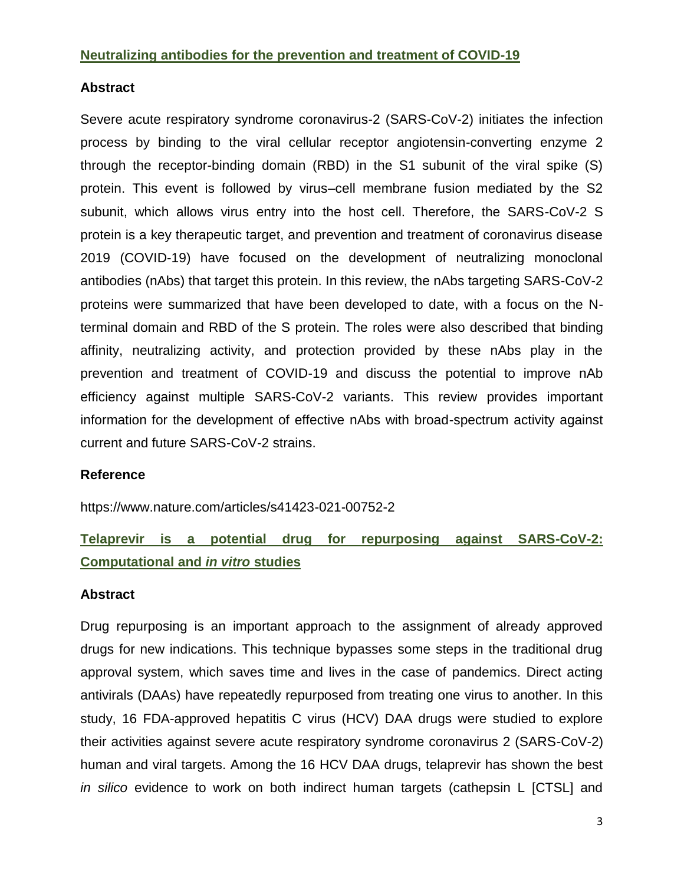## Neutralizing antibodies for the prevention and treatment of COVID-19

### Abstract

Severe acute respiratory syndrome coronavirus-2 (SARS-CoV-2) initiates the infection process by binding to the viral cellular receptor angiotensin-converting enzyme 2 through the receptor-binding domain (RBD) in the S1 subunit of the viral spike (S) protein. This event is followed by virus–cell membrane fusion mediated by the S2 subunit, which allows virus entry into the host cell. Therefore, the SARS-CoV-2 S protein is a key therapeutic target, and prevention and treatment of coronavirus disease 2019 (COVID-19) have focused on the development of neutralizing monoclonal antibodies (nAbs) that target this protein. In this review, the nAbs targeting SARS-CoV-2 proteins were summarized that have been developed to date, with a focus on the N-terminal domain and RBD of the S protein. The roles were also described that binding affinity, neutralizing activity, and protection provided by these nAbs play in the prevention and treatment of COVID-19 and discuss the potential to improve nAb efficiency against multiple SARS-CoV-2 variants. This review provides important information for the development of effective nAbs with broad-spectrum activity against current and future SARS-CoV-2 strains.

### Reference

https://www.nature.com/articles/s41423-021-00752-2

## Telaprevir is a potential drug for repurposing against SARS-CoV-2: Computational and *in vitro* studies

### Abstract

Drug repurposing is an important approach to the assignment of already approved drugs for new indications. This technique bypasses some steps in the traditional drug approval system, which saves time and lives in the case of pandemics. Direct acting antivirals (DAAs) have repeatedly repurposed from treating one virus to another. In this study, 16 FDA-approved hepatitis C virus (HCV) DAA drugs were studied to explore their activities against severe acute respiratory syndrome coronavirus 2 (SARS-CoV-2) human and viral targets. Among the 16 HCV DAA drugs, telaprevir has shown the best *in silico* evidence to work on both indirect human targets (cathepsin L [CTSL] and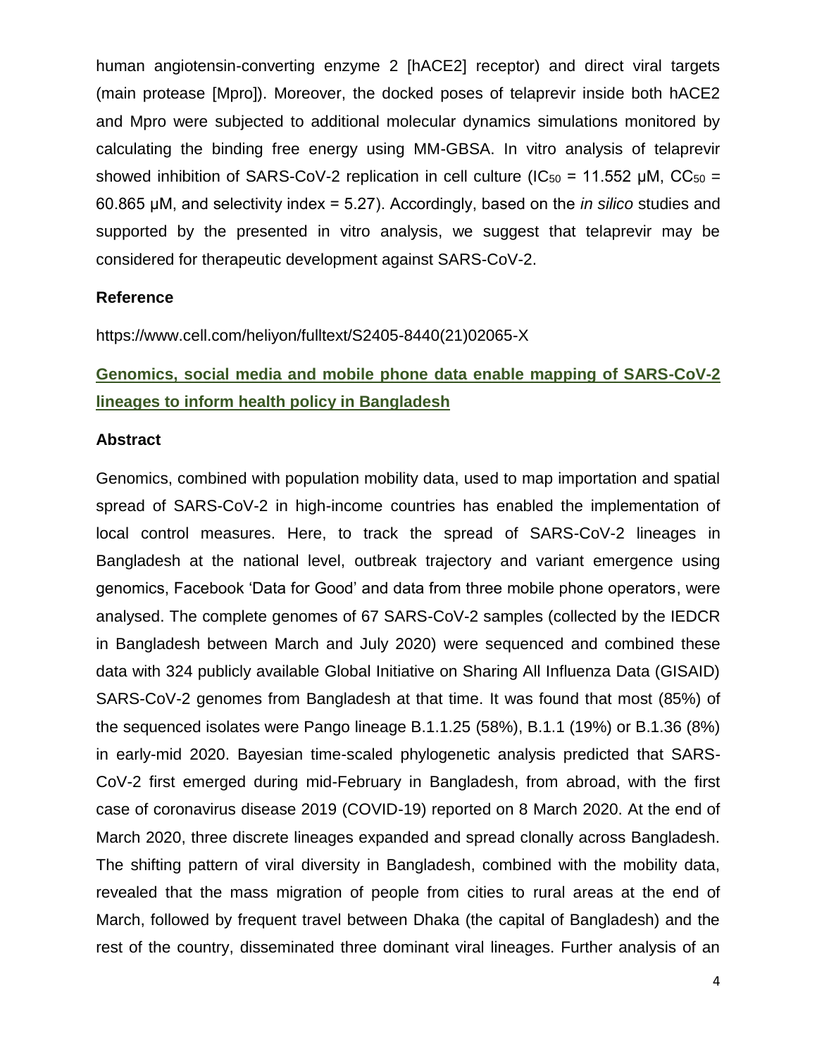human angiotensin-converting enzyme 2 [hACE2] receptor) and direct viral targets (main protease [Mpro]). Moreover, the docked poses of telaprevir inside both hACE2 and Mpro were subjected to additional molecular dynamics simulations monitored by calculating the binding free energy using MM-GBSA. In vitro analysis of telaprevir showed inhibition of SARS-CoV-2 replication in cell culture ($IC_{50}$ = 11.552 μM, $CC_{50}$ = 60.865 μM, and selectivity index = 5.27). Accordingly, based on the *in silico* studies and supported by the presented in vitro analysis, we suggest that telaprevir may be considered for therapeutic development against SARS-CoV-2.

### Reference

https://www.cell.com/heliyon/fulltext/S2405-8440(21)02065-X

## Genomics, social media and mobile phone data enable mapping of SARS-CoV-2 lineages to inform health policy in Bangladesh

### Abstract

Genomics, combined with population mobility data, used to map importation and spatial spread of SARS-CoV-2 in high-income countries has enabled the implementation of local control measures. Here, to track the spread of SARS-CoV-2 lineages in Bangladesh at the national level, outbreak trajectory and variant emergence using genomics, Facebook 'Data for Good' and data from three mobile phone operators, were analysed. The complete genomes of 67 SARS-CoV-2 samples (collected by the IEDCR in Bangladesh between March and July 2020) were sequenced and combined these data with 324 publicly available Global Initiative on Sharing All Influenza Data (GISAID) SARS-CoV-2 genomes from Bangladesh at that time. It was found that most (85%) of the sequenced isolates were Pango lineage B.1.1.25 (58%), B.1.1 (19%) or B.1.36 (8%) in early-mid 2020. Bayesian time-scaled phylogenetic analysis predicted that SARS-CoV-2 first emerged during mid-February in Bangladesh, from abroad, with the first case of coronavirus disease 2019 (COVID-19) reported on 8 March 2020. At the end of March 2020, three discrete lineages expanded and spread clonally across Bangladesh. The shifting pattern of viral diversity in Bangladesh, combined with the mobility data, revealed that the mass migration of people from cities to rural areas at the end of March, followed by frequent travel between Dhaka (the capital of Bangladesh) and the rest of the country, disseminated three dominant viral lineages. Further analysis of an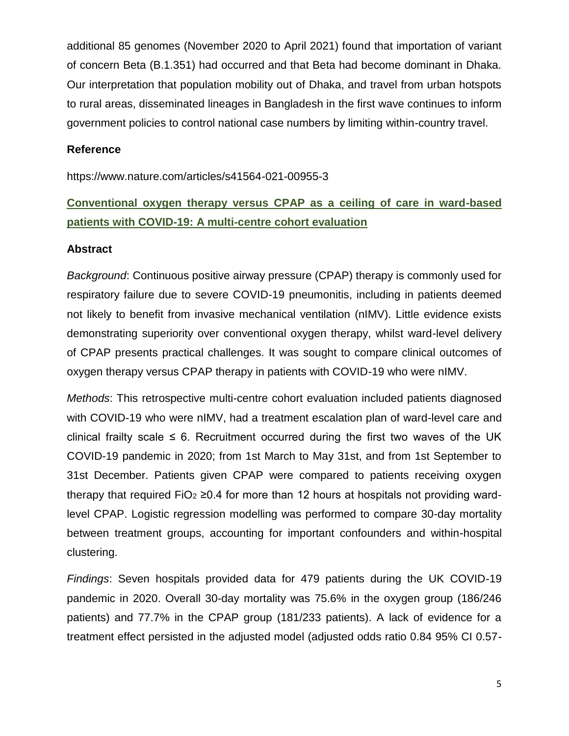additional 85 genomes (November 2020 to April 2021) found that importation of variant of concern Beta (B.1.351) had occurred and that Beta had become dominant in Dhaka. Our interpretation that population mobility out of Dhaka, and travel from urban hotspots to rural areas, disseminated lineages in Bangladesh in the first wave continues to inform government policies to control national case numbers by limiting within-country travel.

### Reference

https://www.nature.com/articles/s41564-021-00955-3

## Conventional oxygen therapy versus CPAP as a ceiling of care in ward-based patients with COVID-19: A multi-centre cohort evaluation

### Abstract

*Background*: Continuous positive airway pressure (CPAP) therapy is commonly used for respiratory failure due to severe COVID-19 pneumonitis, including in patients deemed not likely to benefit from invasive mechanical ventilation (nIMV). Little evidence exists demonstrating superiority over conventional oxygen therapy, whilst ward-level delivery of CPAP presents practical challenges. It was sought to compare clinical outcomes of oxygen therapy versus CPAP therapy in patients with COVID-19 who were nIMV.

*Methods*: This retrospective multi-centre cohort evaluation included patients diagnosed with COVID-19 who were nIMV, had a treatment escalation plan of ward-level care and clinical frailty scale ≤ 6. Recruitment occurred during the first two waves of the UK COVID-19 pandemic in 2020; from 1st March to May 31st, and from 1st September to 31st December. Patients given CPAP were compared to patients receiving oxygen therapy that required $FiO_2$ ≥0.4 for more than 12 hours at hospitals not providing ward-level CPAP. Logistic regression modelling was performed to compare 30-day mortality between treatment groups, accounting for important confounders and within-hospital clustering.

*Findings*: Seven hospitals provided data for 479 patients during the UK COVID-19 pandemic in 2020. Overall 30-day mortality was 75.6% in the oxygen group (186/246 patients) and 77.7% in the CPAP group (181/233 patients). A lack of evidence for a treatment effect persisted in the adjusted model (adjusted odds ratio 0.84 95% CI 0.57-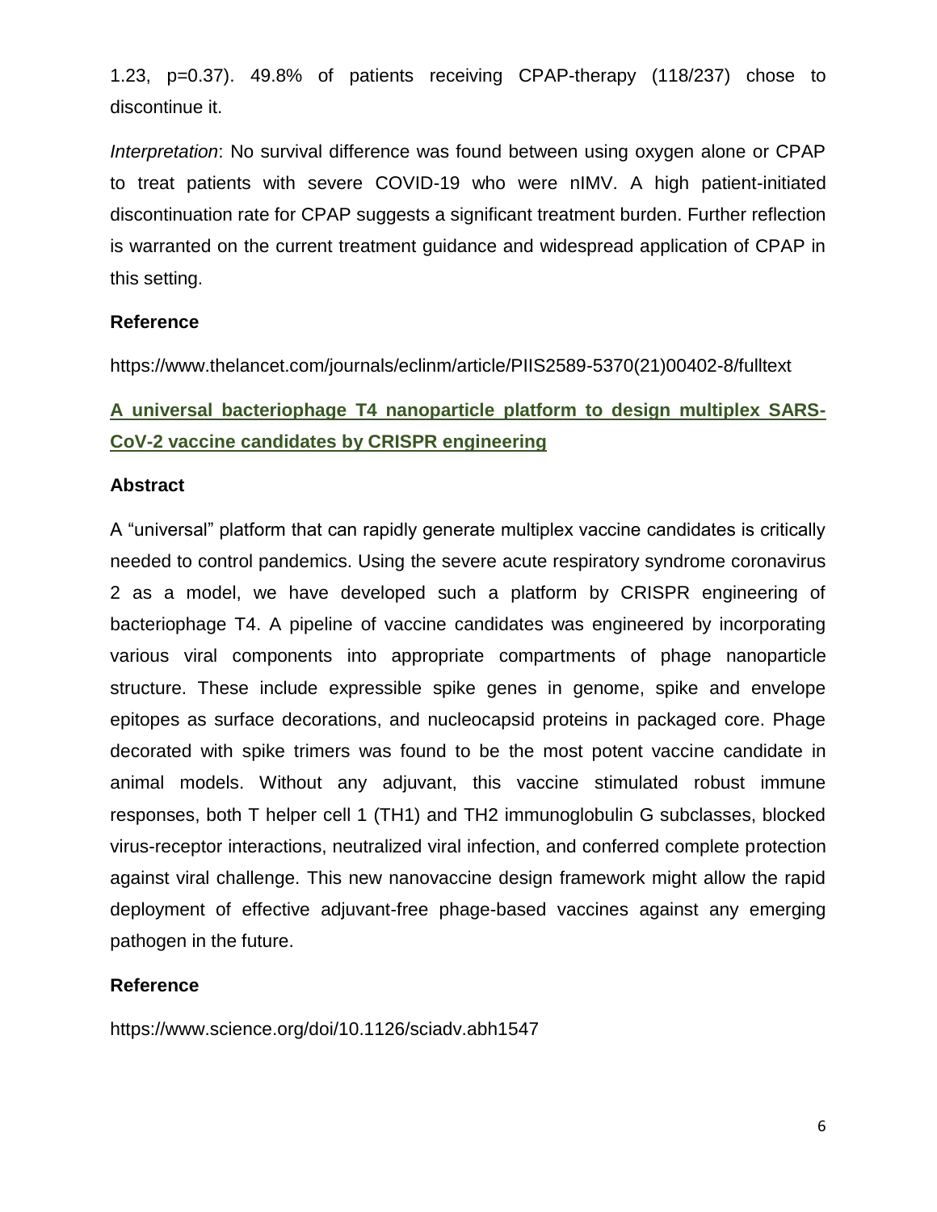1.23, p=0.37). 49.8% of patients receiving CPAP-therapy (118/237) chose to discontinue it.

*Interpretation*: No survival difference was found between using oxygen alone or CPAP to treat patients with severe COVID-19 who were nIMV. A high patient-initiated discontinuation rate for CPAP suggests a significant treatment burden. Further reflection is warranted on the current treatment guidance and widespread application of CPAP in this setting.

### Reference

https://www.thelancet.com/journals/eclinm/article/PIIS2589-5370(21)00402-8/fulltext

## A universal bacteriophage T4 nanoparticle platform to design multiplex SARS-CoV-2 vaccine candidates by CRISPR engineering

### Abstract

A "universal" platform that can rapidly generate multiplex vaccine candidates is critically needed to control pandemics. Using the severe acute respiratory syndrome coronavirus 2 as a model, we have developed such a platform by CRISPR engineering of bacteriophage T4. A pipeline of vaccine candidates was engineered by incorporating various viral components into appropriate compartments of phage nanoparticle structure. These include expressible spike genes in genome, spike and envelope epitopes as surface decorations, and nucleocapsid proteins in packaged core. Phage decorated with spike trimers was found to be the most potent vaccine candidate in animal models. Without any adjuvant, this vaccine stimulated robust immune responses, both T helper cell 1 (TH1) and TH2 immunoglobulin G subclasses, blocked virus-receptor interactions, neutralized viral infection, and conferred complete protection against viral challenge. This new nanovaccine design framework might allow the rapid deployment of effective adjuvant-free phage-based vaccines against any emerging pathogen in the future.

### Reference

https://www.science.org/doi/10.1126/sciadv.abh1547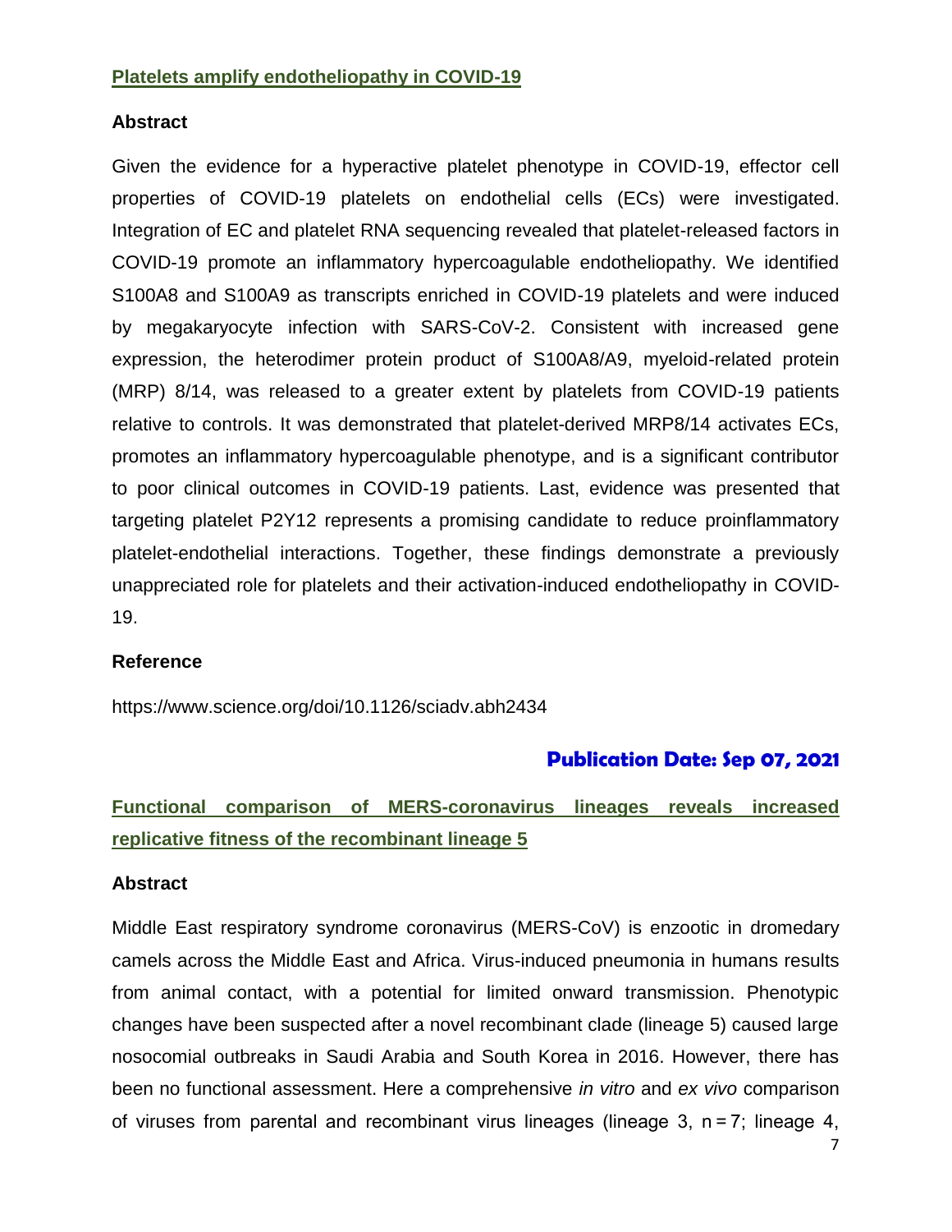## Platelets amplify endotheliopathy in COVID-19

### Abstract

Given the evidence for a hyperactive platelet phenotype in COVID-19, effector cell properties of COVID-19 platelets on endothelial cells (ECs) were investigated. Integration of EC and platelet RNA sequencing revealed that platelet-released factors in COVID-19 promote an inflammatory hypercoagulable endotheliopathy. We identified S100A8 and S100A9 as transcripts enriched in COVID-19 platelets and were induced by megakaryocyte infection with SARS-CoV-2. Consistent with increased gene expression, the heterodimer protein product of S100A8/A9, myeloid-related protein (MRP) 8/14, was released to a greater extent by platelets from COVID-19 patients relative to controls. It was demonstrated that platelet-derived MRP8/14 activates ECs, promotes an inflammatory hypercoagulable phenotype, and is a significant contributor to poor clinical outcomes in COVID-19 patients. Last, evidence was presented that targeting platelet P2Y12 represents a promising candidate to reduce proinflammatory platelet-endothelial interactions. Together, these findings demonstrate a previously unappreciated role for platelets and their activation-induced endotheliopathy in COVID-19.

### Reference

https://www.science.org/doi/10.1126/sciadv.abh2434

**Publication Date: Sep 07, 2021**

## Functional comparison of MERS-coronavirus lineages reveals increased replicative fitness of the recombinant lineage 5

### Abstract

Middle East respiratory syndrome coronavirus (MERS-CoV) is enzootic in dromedary camels across the Middle East and Africa. Virus-induced pneumonia in humans results from animal contact, with a potential for limited onward transmission. Phenotypic changes have been suspected after a novel recombinant clade (lineage 5) caused large nosocomial outbreaks in Saudi Arabia and South Korea in 2016. However, there has been no functional assessment. Here a comprehensive *in vitro* and *ex vivo* comparison of viruses from parental and recombinant virus lineages (lineage 3, n = 7; lineage 4,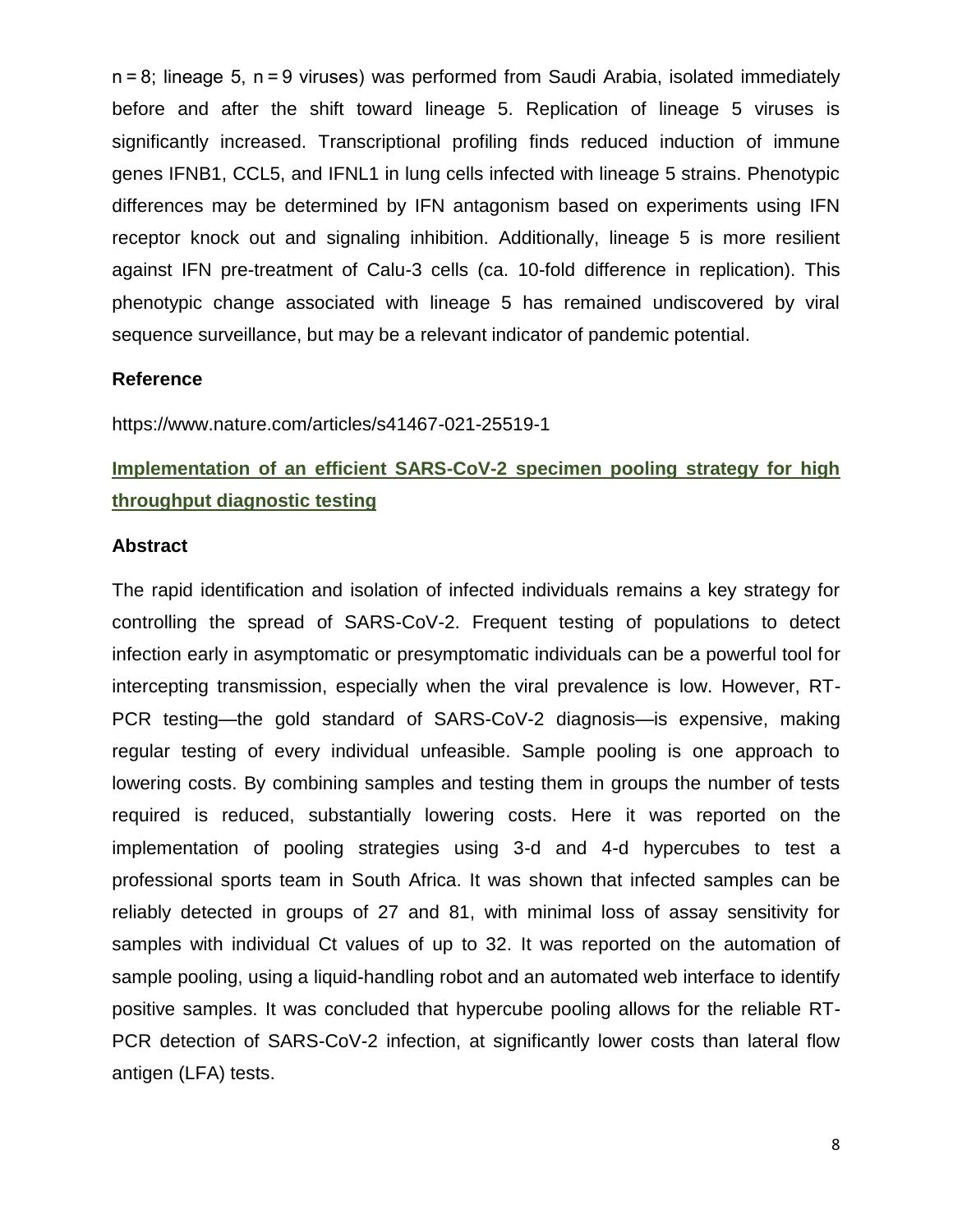n = 8; lineage 5, n = 9 viruses) was performed from Saudi Arabia, isolated immediately before and after the shift toward lineage 5. Replication of lineage 5 viruses is significantly increased. Transcriptional profiling finds reduced induction of immune genes IFNB1, CCL5, and IFNL1 in lung cells infected with lineage 5 strains. Phenotypic differences may be determined by IFN antagonism based on experiments using IFN receptor knock out and signaling inhibition. Additionally, lineage 5 is more resilient against IFN pre-treatment of Calu-3 cells (ca. 10-fold difference in replication). This phenotypic change associated with lineage 5 has remained undiscovered by viral sequence surveillance, but may be a relevant indicator of pandemic potential.

**Reference**

https://www.nature.com/articles/s41467-021-25519-1

## Implementation of an efficient SARS-CoV-2 specimen pooling strategy for high throughput diagnostic testing

**Abstract**

The rapid identification and isolation of infected individuals remains a key strategy for controlling the spread of SARS-CoV-2. Frequent testing of populations to detect infection early in asymptomatic or presymptomatic individuals can be a powerful tool for intercepting transmission, especially when the viral prevalence is low. However, RT-PCR testing—the gold standard of SARS-CoV-2 diagnosis—is expensive, making regular testing of every individual unfeasible. Sample pooling is one approach to lowering costs. By combining samples and testing them in groups the number of tests required is reduced, substantially lowering costs. Here it was reported on the implementation of pooling strategies using 3-d and 4-d hypercubes to test a professional sports team in South Africa. It was shown that infected samples can be reliably detected in groups of 27 and 81, with minimal loss of assay sensitivity for samples with individual Ct values of up to 32. It was reported on the automation of sample pooling, using a liquid-handling robot and an automated web interface to identify positive samples. It was concluded that hypercube pooling allows for the reliable RT-PCR detection of SARS-CoV-2 infection, at significantly lower costs than lateral flow antigen (LFA) tests.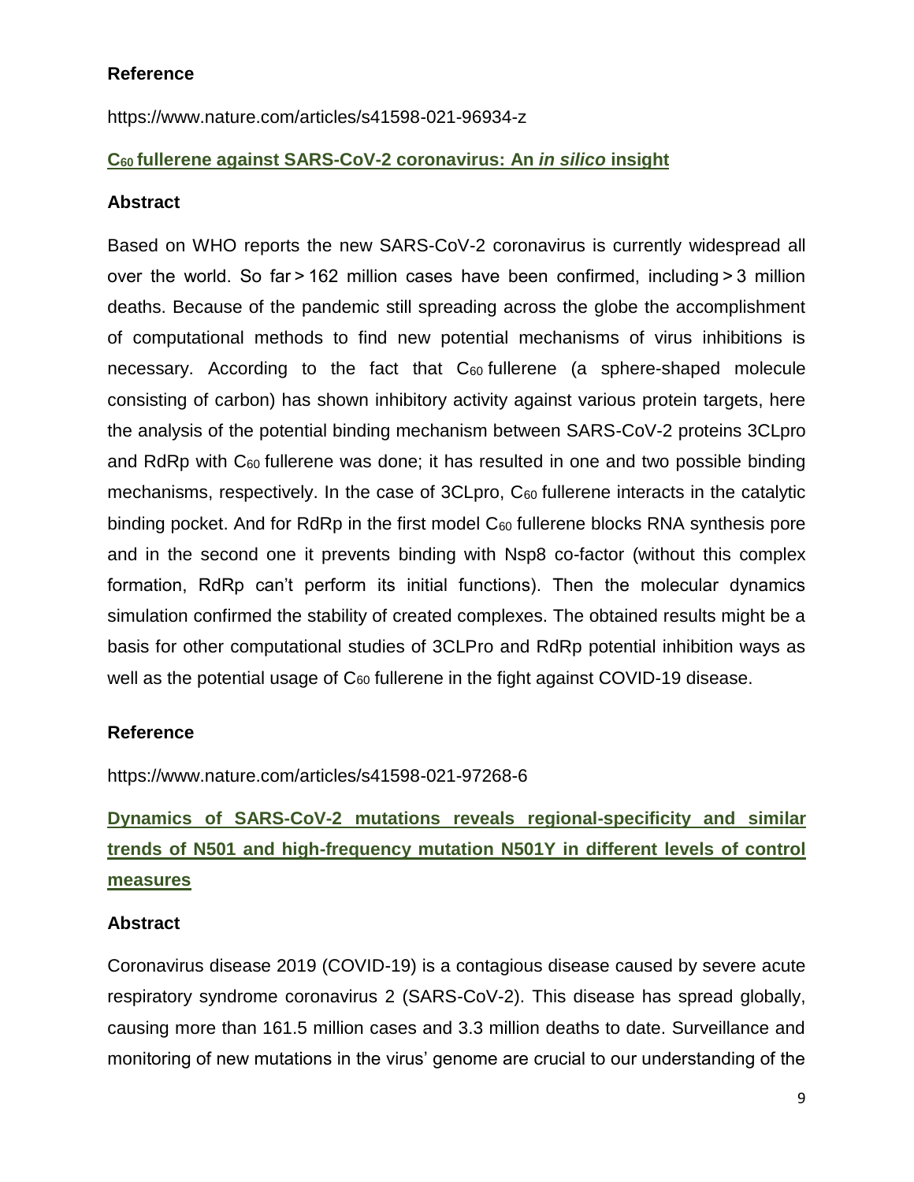### Reference

https://www.nature.com/articles/s41598-021-96934-z

### $C_{60}$ fullerene against SARS-CoV-2 coronavirus: An *in silico* insight

### Abstract

Based on WHO reports the new SARS-CoV-2 coronavirus is currently widespread all over the world. So far > 162 million cases have been confirmed, including > 3 million deaths. Because of the pandemic still spreading across the globe the accomplishment of computational methods to find new potential mechanisms of virus inhibitions is necessary. According to the fact that $C_{60}$ fullerene (a sphere-shaped molecule consisting of carbon) has shown inhibitory activity against various protein targets, here the analysis of the potential binding mechanism between SARS-CoV-2 proteins 3CLpro and RdRp with $C_{60}$ fullerene was done; it has resulted in one and two possible binding mechanisms, respectively. In the case of 3CLpro, $C_{60}$ fullerene interacts in the catalytic binding pocket. And for RdRp in the first model $C_{60}$ fullerene blocks RNA synthesis pore and in the second one it prevents binding with Nsp8 co-factor (without this complex formation, RdRp can't perform its initial functions). Then the molecular dynamics simulation confirmed the stability of created complexes. The obtained results might be a basis for other computational studies of 3CLPro and RdRp potential inhibition ways as well as the potential usage of $C_{60}$ fullerene in the fight against COVID-19 disease.

### Reference

https://www.nature.com/articles/s41598-021-97268-6

### Dynamics of SARS-CoV-2 mutations reveals regional-specificity and similar trends of N501 and high-frequency mutation N501Y in different levels of control measures

### Abstract

Coronavirus disease 2019 (COVID-19) is a contagious disease caused by severe acute respiratory syndrome coronavirus 2 (SARS-CoV-2). This disease has spread globally, causing more than 161.5 million cases and 3.3 million deaths to date. Surveillance and monitoring of new mutations in the virus' genome are crucial to our understanding of the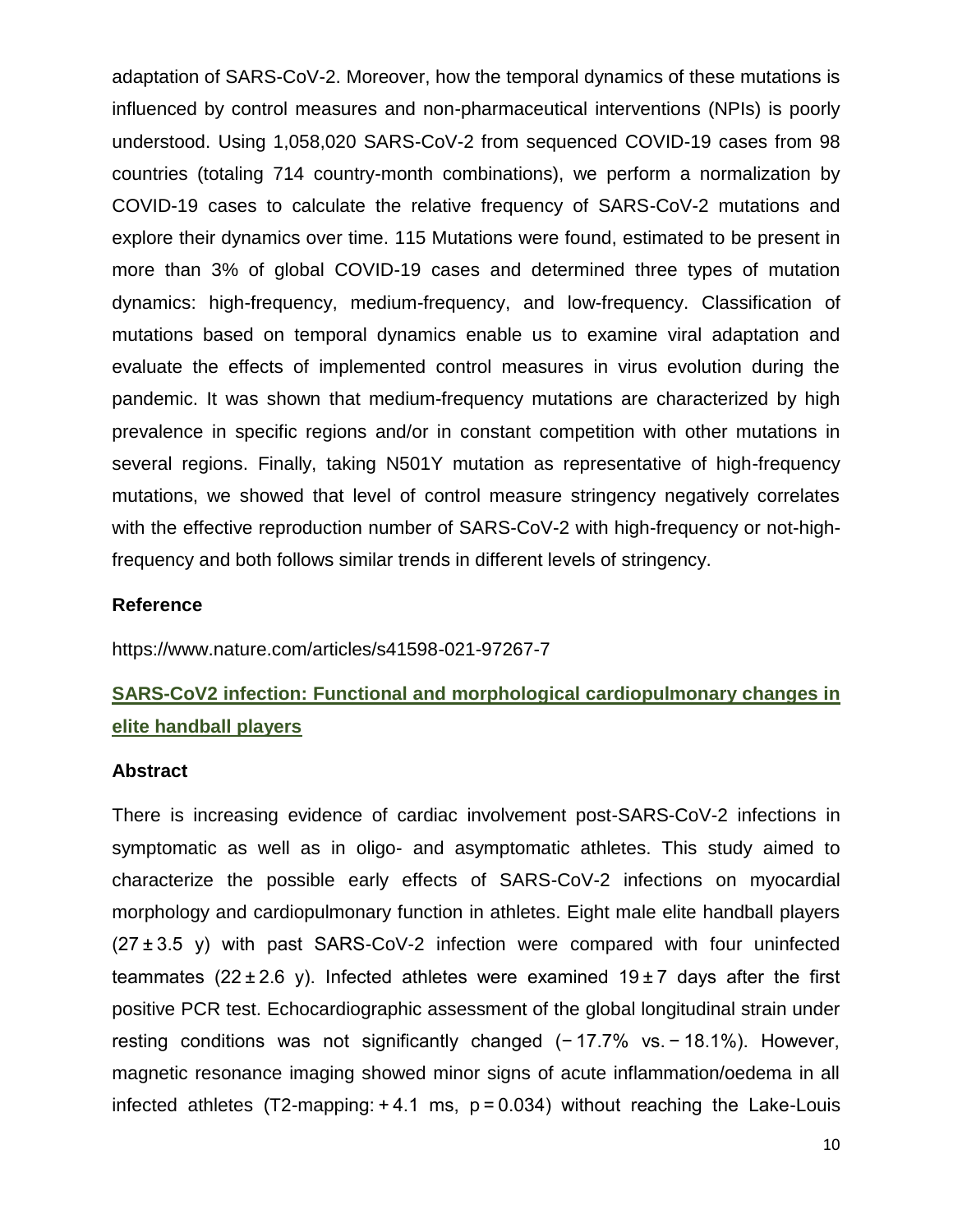adaptation of SARS-CoV-2. Moreover, how the temporal dynamics of these mutations is influenced by control measures and non-pharmaceutical interventions (NPIs) is poorly understood. Using 1,058,020 SARS-CoV-2 from sequenced COVID-19 cases from 98 countries (totaling 714 country-month combinations), we perform a normalization by COVID-19 cases to calculate the relative frequency of SARS-CoV-2 mutations and explore their dynamics over time. 115 Mutations were found, estimated to be present in more than 3% of global COVID-19 cases and determined three types of mutation dynamics: high-frequency, medium-frequency, and low-frequency. Classification of mutations based on temporal dynamics enable us to examine viral adaptation and evaluate the effects of implemented control measures in virus evolution during the pandemic. It was shown that medium-frequency mutations are characterized by high prevalence in specific regions and/or in constant competition with other mutations in several regions. Finally, taking N501Y mutation as representative of high-frequency mutations, we showed that level of control measure stringency negatively correlates with the effective reproduction number of SARS-CoV-2 with high-frequency or not-high-frequency and both follows similar trends in different levels of stringency.

### Reference

https://www.nature.com/articles/s41598-021-97267-7

## SARS-CoV2 infection: Functional and morphological cardiopulmonary changes in elite handball players

### Abstract

There is increasing evidence of cardiac involvement post-SARS-CoV-2 infections in symptomatic as well as in oligo- and asymptomatic athletes. This study aimed to characterize the possible early effects of SARS-CoV-2 infections on myocardial morphology and cardiopulmonary function in athletes. Eight male elite handball players ($27 \pm 3.5$ y) with past SARS-CoV-2 infection were compared with four uninfected teammates ($22 \pm 2.6$ y). Infected athletes were examined $19 \pm 7$ days after the first positive PCR test. Echocardiographic assessment of the global longitudinal strain under resting conditions was not significantly changed (−17.7% vs. −18.1%). However, magnetic resonance imaging showed minor signs of acute inflammation/oedema in all infected athletes (T2-mapping: +4.1 ms, $p = 0.034$) without reaching the Lake-Louis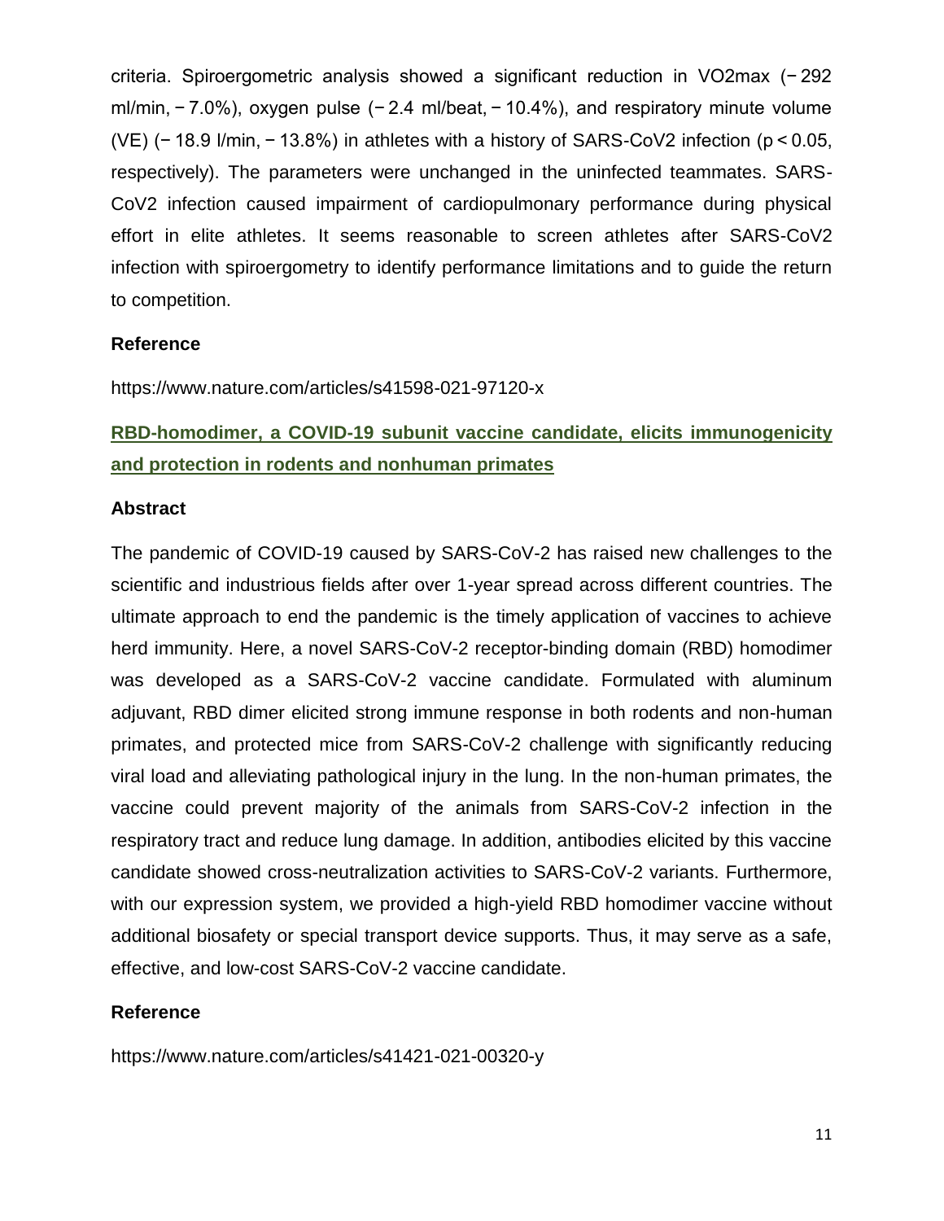criteria. Spiroergometric analysis showed a significant reduction in VO2max (− 292 ml/min, − 7.0%), oxygen pulse (− 2.4 ml/beat, − 10.4%), and respiratory minute volume (VE) (− 18.9 l/min, − 13.8%) in athletes with a history of SARS-CoV2 infection ($p < 0.05$, respectively). The parameters were unchanged in the uninfected teammates. SARS-CoV2 infection caused impairment of cardiopulmonary performance during physical effort in elite athletes. It seems reasonable to screen athletes after SARS-CoV2 infection with spiroergometry to identify performance limitations and to guide the return to competition.

### Reference

https://www.nature.com/articles/s41598-021-97120-x

## RBD-homodimer, a COVID-19 subunit vaccine candidate, elicits immunogenicity and protection in rodents and nonhuman primates

### Abstract

The pandemic of COVID-19 caused by SARS-CoV-2 has raised new challenges to the scientific and industrious fields after over 1-year spread across different countries. The ultimate approach to end the pandemic is the timely application of vaccines to achieve herd immunity. Here, a novel SARS-CoV-2 receptor-binding domain (RBD) homodimer was developed as a SARS-CoV-2 vaccine candidate. Formulated with aluminum adjuvant, RBD dimer elicited strong immune response in both rodents and non-human primates, and protected mice from SARS-CoV-2 challenge with significantly reducing viral load and alleviating pathological injury in the lung. In the non-human primates, the vaccine could prevent majority of the animals from SARS-CoV-2 infection in the respiratory tract and reduce lung damage. In addition, antibodies elicited by this vaccine candidate showed cross-neutralization activities to SARS-CoV-2 variants. Furthermore, with our expression system, we provided a high-yield RBD homodimer vaccine without additional biosafety or special transport device supports. Thus, it may serve as a safe, effective, and low-cost SARS-CoV-2 vaccine candidate.

### Reference

https://www.nature.com/articles/s41421-021-00320-y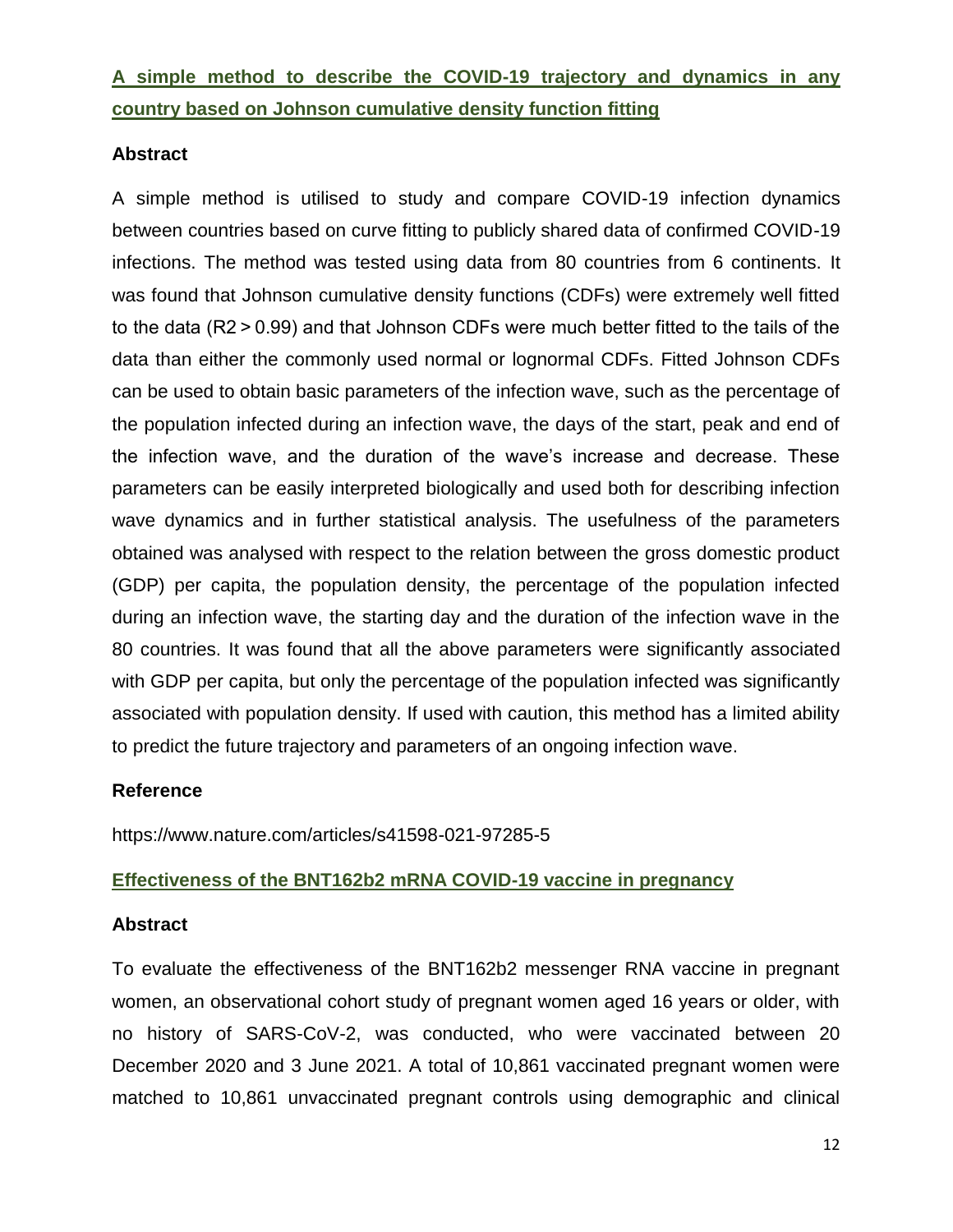## [A simple method to describe the COVID-19 trajectory and dynamics in any country based on Johnson cumulative density function fitting](https://www.nature.com/articles/s41598-021-97285-5)

### Abstract

A simple method is utilised to study and compare COVID-19 infection dynamics between countries based on curve fitting to publicly shared data of confirmed COVID-19 infections. The method was tested using data from 80 countries from 6 continents. It was found that Johnson cumulative density functions (CDFs) were extremely well fitted to the data ($R2 > 0.99$) and that Johnson CDFs were much better fitted to the tails of the data than either the commonly used normal or lognormal CDFs. Fitted Johnson CDFs can be used to obtain basic parameters of the infection wave, such as the percentage of the population infected during an infection wave, the days of the start, peak and end of the infection wave, and the duration of the wave's increase and decrease. These parameters can be easily interpreted biologically and used both for describing infection wave dynamics and in further statistical analysis. The usefulness of the parameters obtained was analysed with respect to the relation between the gross domestic product (GDP) per capita, the population density, the percentage of the population infected during an infection wave, the starting day and the duration of the infection wave in the 80 countries. It was found that all the above parameters were significantly associated with GDP per capita, but only the percentage of the population infected was significantly associated with population density. If used with caution, this method has a limited ability to predict the future trajectory and parameters of an ongoing infection wave.

### Reference

https://www.nature.com/articles/s41598-021-97285-5

## Effectiveness of the BNT162b2 mRNA COVID-19 vaccine in pregnancy

### Abstract

To evaluate the effectiveness of the BNT162b2 messenger RNA vaccine in pregnant women, an observational cohort study of pregnant women aged 16 years or older, with no history of SARS-CoV-2, was conducted, who were vaccinated between 20 December 2020 and 3 June 2021. A total of 10,861 vaccinated pregnant women were matched to 10,861 unvaccinated pregnant controls using demographic and clinical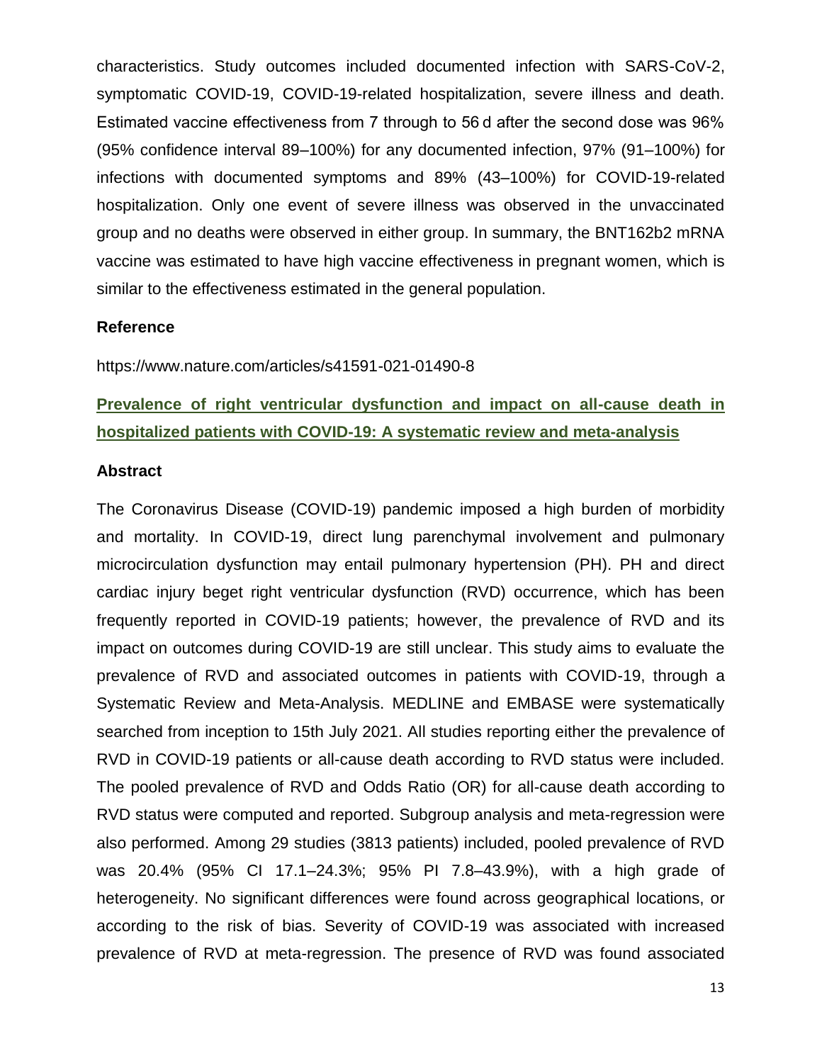characteristics. Study outcomes included documented infection with SARS-CoV-2, symptomatic COVID-19, COVID-19-related hospitalization, severe illness and death. Estimated vaccine effectiveness from 7 through to 56 d after the second dose was 96% (95% confidence interval 89–100%) for any documented infection, 97% (91–100%) for infections with documented symptoms and 89% (43–100%) for COVID-19-related hospitalization. Only one event of severe illness was observed in the unvaccinated group and no deaths were observed in either group. In summary, the BNT162b2 mRNA vaccine was estimated to have high vaccine effectiveness in pregnant women, which is similar to the effectiveness estimated in the general population.

**Reference**

https://www.nature.com/articles/s41591-021-01490-8

## Prevalence of right ventricular dysfunction and impact on all-cause death in hospitalized patients with COVID-19: A systematic review and meta-analysis

**Abstract**

The Coronavirus Disease (COVID-19) pandemic imposed a high burden of morbidity and mortality. In COVID-19, direct lung parenchymal involvement and pulmonary microcirculation dysfunction may entail pulmonary hypertension (PH). PH and direct cardiac injury beget right ventricular dysfunction (RVD) occurrence, which has been frequently reported in COVID-19 patients; however, the prevalence of RVD and its impact on outcomes during COVID-19 are still unclear. This study aims to evaluate the prevalence of RVD and associated outcomes in patients with COVID-19, through a Systematic Review and Meta-Analysis. MEDLINE and EMBASE were systematically searched from inception to 15th July 2021. All studies reporting either the prevalence of RVD in COVID-19 patients or all-cause death according to RVD status were included. The pooled prevalence of RVD and Odds Ratio (OR) for all-cause death according to RVD status were computed and reported. Subgroup analysis and meta-regression were also performed. Among 29 studies (3813 patients) included, pooled prevalence of RVD was 20.4% (95% CI 17.1–24.3%; 95% PI 7.8–43.9%), with a high grade of heterogeneity. No significant differences were found across geographical locations, or according to the risk of bias. Severity of COVID-19 was associated with increased prevalence of RVD at meta-regression. The presence of RVD was found associated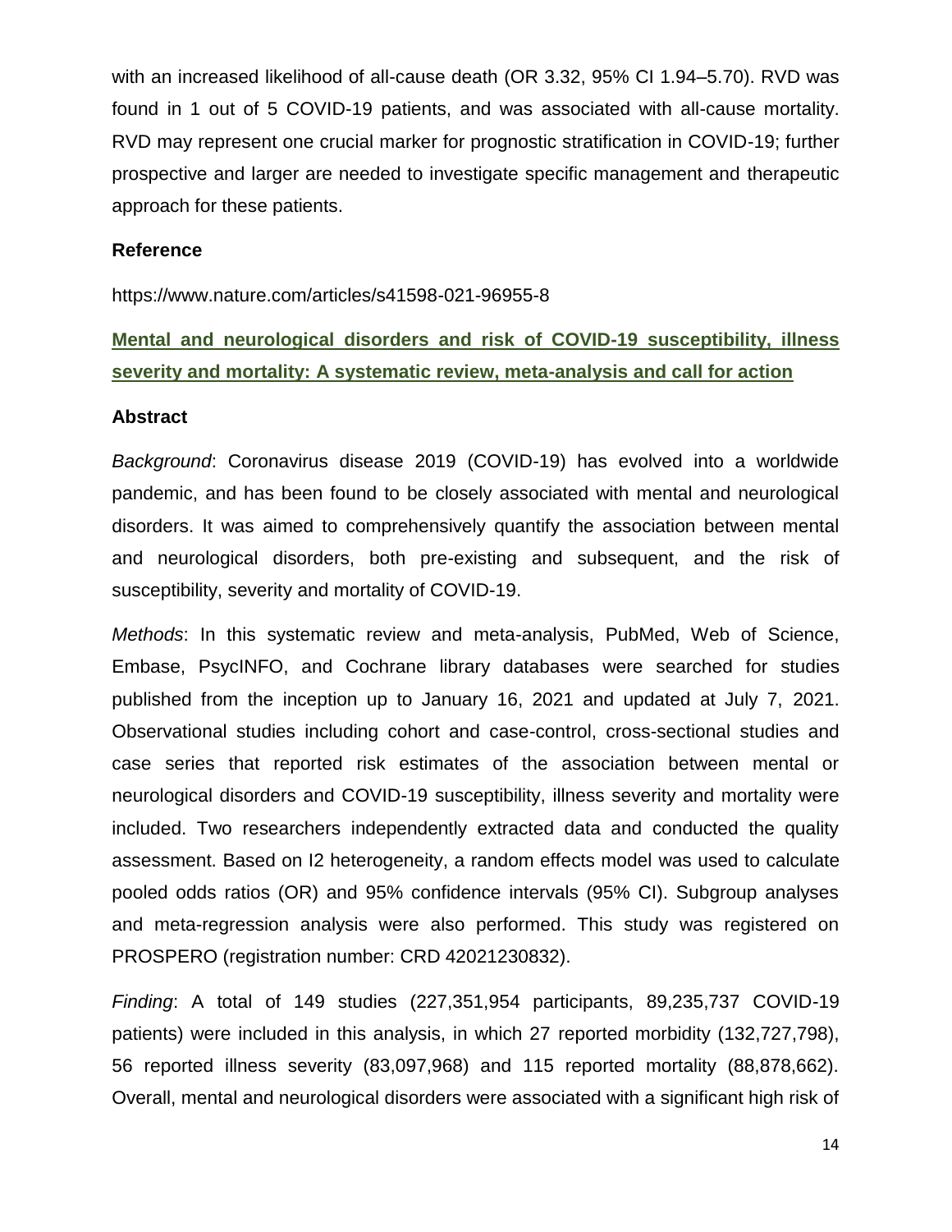with an increased likelihood of all-cause death (OR 3.32, 95% CI 1.94–5.70). RVD was found in 1 out of 5 COVID-19 patients, and was associated with all-cause mortality. RVD may represent one crucial marker for prognostic stratification in COVID-19; further prospective and larger are needed to investigate specific management and therapeutic approach for these patients.

**Reference**

https://www.nature.com/articles/s41598-021-96955-8

## Mental and neurological disorders and risk of COVID-19 susceptibility, illness severity and mortality: A systematic review, meta-analysis and call for action

**Abstract**

*Background*: Coronavirus disease 2019 (COVID-19) has evolved into a worldwide pandemic, and has been found to be closely associated with mental and neurological disorders. It was aimed to comprehensively quantify the association between mental and neurological disorders, both pre-existing and subsequent, and the risk of susceptibility, severity and mortality of COVID-19.

*Methods*: In this systematic review and meta-analysis, PubMed, Web of Science, Embase, PsycINFO, and Cochrane library databases were searched for studies published from the inception up to January 16, 2021 and updated at July 7, 2021. Observational studies including cohort and case-control, cross-sectional studies and case series that reported risk estimates of the association between mental or neurological disorders and COVID-19 susceptibility, illness severity and mortality were included. Two researchers independently extracted data and conducted the quality assessment. Based on I2 heterogeneity, a random effects model was used to calculate pooled odds ratios (OR) and 95% confidence intervals (95% CI). Subgroup analyses and meta-regression analysis were also performed. This study was registered on PROSPERO (registration number: CRD 42021230832).

*Finding*: A total of 149 studies (227,351,954 participants, 89,235,737 COVID-19 patients) were included in this analysis, in which 27 reported morbidity (132,727,798), 56 reported illness severity (83,097,968) and 115 reported mortality (88,878,662). Overall, mental and neurological disorders were associated with a significant high risk of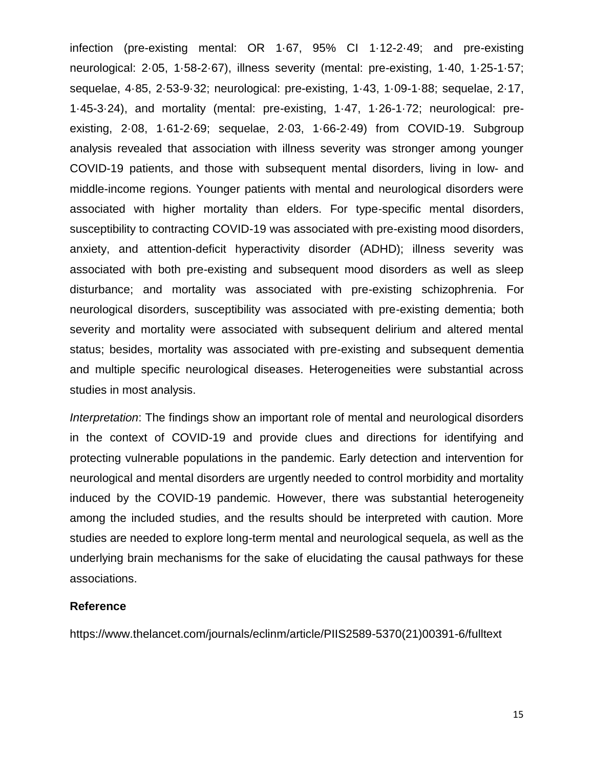infection (pre-existing mental: OR 1·67, 95% CI 1·12-2·49; and pre-existing neurological: 2·05, 1·58-2·67), illness severity (mental: pre-existing, 1·40, 1·25-1·57; sequelae, 4·85, 2·53-9·32; neurological: pre-existing, 1·43, 1·09-1·88; sequelae, 2·17, 1·45-3·24), and mortality (mental: pre-existing, 1·47, 1·26-1·72; neurological: pre-existing, 2·08, 1·61-2·69; sequelae, 2·03, 1·66-2·49) from COVID-19. Subgroup analysis revealed that association with illness severity was stronger among younger COVID-19 patients, and those with subsequent mental disorders, living in low- and middle-income regions. Younger patients with mental and neurological disorders were associated with higher mortality than elders. For type-specific mental disorders, susceptibility to contracting COVID-19 was associated with pre-existing mood disorders, anxiety, and attention-deficit hyperactivity disorder (ADHD); illness severity was associated with both pre-existing and subsequent mood disorders as well as sleep disturbance; and mortality was associated with pre-existing schizophrenia. For neurological disorders, susceptibility was associated with pre-existing dementia; both severity and mortality were associated with subsequent delirium and altered mental status; besides, mortality was associated with pre-existing and subsequent dementia and multiple specific neurological diseases. Heterogeneities were substantial across studies in most analysis.

*Interpretation*: The findings show an important role of mental and neurological disorders in the context of COVID-19 and provide clues and directions for identifying and protecting vulnerable populations in the pandemic. Early detection and intervention for neurological and mental disorders are urgently needed to control morbidity and mortality induced by the COVID-19 pandemic. However, there was substantial heterogeneity among the included studies, and the results should be interpreted with caution. More studies are needed to explore long-term mental and neurological sequela, as well as the underlying brain mechanisms for the sake of elucidating the causal pathways for these associations.

**Reference**

https://www.thelancet.com/journals/eclinm/article/PIIS2589-5370(21)00391-6/fulltext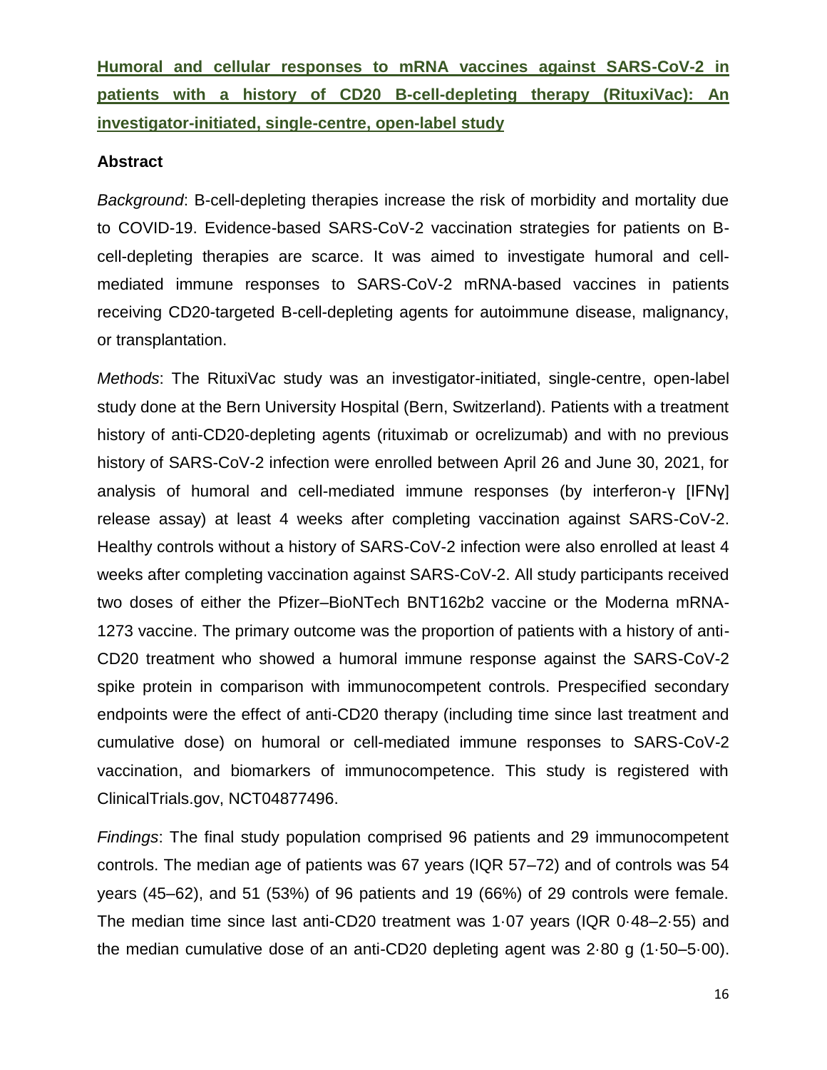**Humoral and cellular responses to mRNA vaccines against SARS-CoV-2 in patients with a history of CD20 B-cell-depleting therapy (RituxiVac): An investigator-initiated, single-centre, open-label study**

**Abstract**

*Background*: B-cell-depleting therapies increase the risk of morbidity and mortality due to COVID-19. Evidence-based SARS-CoV-2 vaccination strategies for patients on B-cell-depleting therapies are scarce. It was aimed to investigate humoral and cell-mediated immune responses to SARS-CoV-2 mRNA-based vaccines in patients receiving CD20-targeted B-cell-depleting agents for autoimmune disease, malignancy, or transplantation.

*Methods*: The RituxiVac study was an investigator-initiated, single-centre, open-label study done at the Bern University Hospital (Bern, Switzerland). Patients with a treatment history of anti-CD20-depleting agents (rituximab or ocrelizumab) and with no previous history of SARS-CoV-2 infection were enrolled between April 26 and June 30, 2021, for analysis of humoral and cell-mediated immune responses (by interferon-γ [IFNγ] release assay) at least 4 weeks after completing vaccination against SARS-CoV-2. Healthy controls without a history of SARS-CoV-2 infection were also enrolled at least 4 weeks after completing vaccination against SARS-CoV-2. All study participants received two doses of either the Pfizer–BioNTech BNT162b2 vaccine or the Moderna mRNA-1273 vaccine. The primary outcome was the proportion of patients with a history of anti-CD20 treatment who showed a humoral immune response against the SARS-CoV-2 spike protein in comparison with immunocompetent controls. Prespecified secondary endpoints were the effect of anti-CD20 therapy (including time since last treatment and cumulative dose) on humoral or cell-mediated immune responses to SARS-CoV-2 vaccination, and biomarkers of immunocompetence. This study is registered with ClinicalTrials.gov, NCT04877496.

*Findings*: The final study population comprised 96 patients and 29 immunocompetent controls. The median age of patients was 67 years (IQR 57–72) and of controls was 54 years (45–62), and 51 (53%) of 96 patients and 19 (66%) of 29 controls were female. The median time since last anti-CD20 treatment was 1·07 years (IQR 0·48–2·55) and the median cumulative dose of an anti-CD20 depleting agent was 2·80 g (1·50–5·00).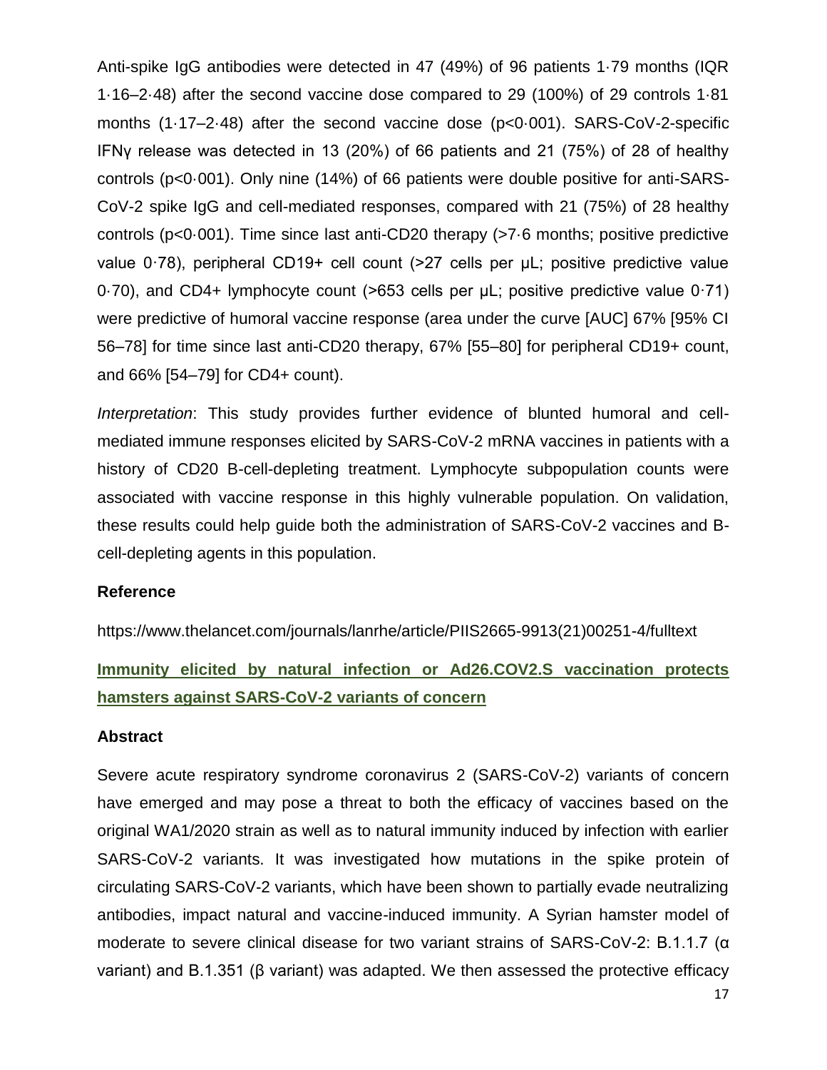Anti-spike IgG antibodies were detected in 47 (49%) of 96 patients 1·79 months (IQR 1·16–2·48) after the second vaccine dose compared to 29 (100%) of 29 controls 1·81 months (1·17–2·48) after the second vaccine dose (p<0·001). SARS-CoV-2-specific IFNγ release was detected in 13 (20%) of 66 patients and 21 (75%) of 28 of healthy controls (p<0·001). Only nine (14%) of 66 patients were double positive for anti-SARS-CoV-2 spike IgG and cell-mediated responses, compared with 21 (75%) of 28 healthy controls (p<0·001). Time since last anti-CD20 therapy (>7·6 months; positive predictive value 0·78), peripheral CD19+ cell count (>27 cells per μL; positive predictive value 0·70), and CD4+ lymphocyte count (>653 cells per μL; positive predictive value 0·71) were predictive of humoral vaccine response (area under the curve [AUC] 67% [95% CI 56–78] for time since last anti-CD20 therapy, 67% [55–80] for peripheral CD19+ count, and 66% [54–79] for CD4+ count).

*Interpretation*: This study provides further evidence of blunted humoral and cell-mediated immune responses elicited by SARS-CoV-2 mRNA vaccines in patients with a history of CD20 B-cell-depleting treatment. Lymphocyte subpopulation counts were associated with vaccine response in this highly vulnerable population. On validation, these results could help guide both the administration of SARS-CoV-2 vaccines and B-cell-depleting agents in this population.

**Reference**

https://www.thelancet.com/journals/lanrhe/article/PIIS2665-9913(21)00251-4/fulltext

## Immunity elicited by natural infection or Ad26.COV2.S vaccination protects hamsters against SARS-CoV-2 variants of concern

**Abstract**

Severe acute respiratory syndrome coronavirus 2 (SARS-CoV-2) variants of concern have emerged and may pose a threat to both the efficacy of vaccines based on the original WA1/2020 strain as well as to natural immunity induced by infection with earlier SARS-CoV-2 variants. It was investigated how mutations in the spike protein of circulating SARS-CoV-2 variants, which have been shown to partially evade neutralizing antibodies, impact natural and vaccine-induced immunity. A Syrian hamster model of moderate to severe clinical disease for two variant strains of SARS-CoV-2: B.1.1.7 (α variant) and B.1.351 (β variant) was adapted. We then assessed the protective efficacy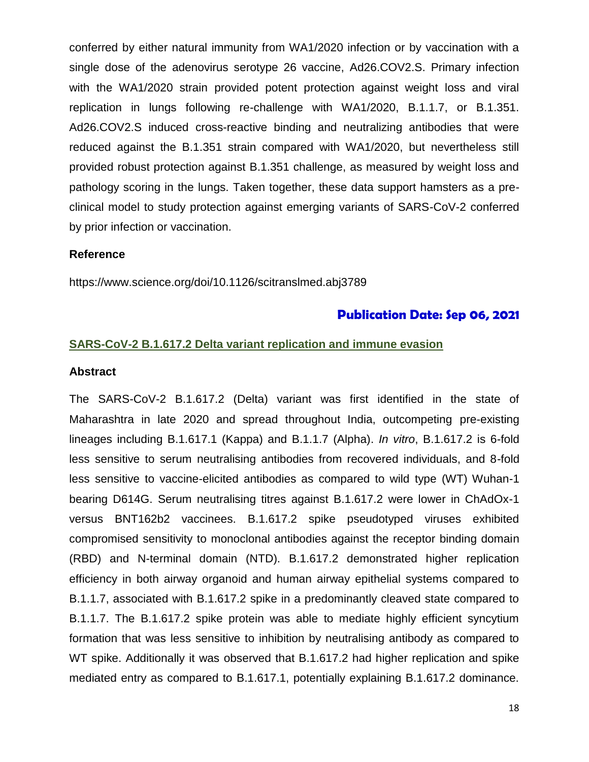conferred by either natural immunity from WA1/2020 infection or by vaccination with a single dose of the adenovirus serotype 26 vaccine, Ad26.COV2.S. Primary infection with the WA1/2020 strain provided potent protection against weight loss and viral replication in lungs following re-challenge with WA1/2020, B.1.1.7, or B.1.351. Ad26.COV2.S induced cross-reactive binding and neutralizing antibodies that were reduced against the B.1.351 strain compared with WA1/2020, but nevertheless still provided robust protection against B.1.351 challenge, as measured by weight loss and pathology scoring in the lungs. Taken together, these data support hamsters as a pre-clinical model to study protection against emerging variants of SARS-CoV-2 conferred by prior infection or vaccination.

**Reference**

https://www.science.org/doi/10.1126/scitranslmed.abj3789

**Publication Date: Sep 06, 2021**

## SARS-CoV-2 B.1.617.2 Delta variant replication and immune evasion

**Abstract**

The SARS-CoV-2 B.1.617.2 (Delta) variant was first identified in the state of Maharashtra in late 2020 and spread throughout India, outcompeting pre-existing lineages including B.1.617.1 (Kappa) and B.1.1.7 (Alpha). *In vitro*, B.1.617.2 is 6-fold less sensitive to serum neutralising antibodies from recovered individuals, and 8-fold less sensitive to vaccine-elicited antibodies as compared to wild type (WT) Wuhan-1 bearing D614G. Serum neutralising titres against B.1.617.2 were lower in ChAdOx-1 versus BNT162b2 vaccinees. B.1.617.2 spike pseudotyped viruses exhibited compromised sensitivity to monoclonal antibodies against the receptor binding domain (RBD) and N-terminal domain (NTD). B.1.617.2 demonstrated higher replication efficiency in both airway organoid and human airway epithelial systems compared to B.1.1.7, associated with B.1.617.2 spike in a predominantly cleaved state compared to B.1.1.7. The B.1.617.2 spike protein was able to mediate highly efficient syncytium formation that was less sensitive to inhibition by neutralising antibody as compared to WT spike. Additionally it was observed that B.1.617.2 had higher replication and spike mediated entry as compared to B.1.617.1, potentially explaining B.1.617.2 dominance.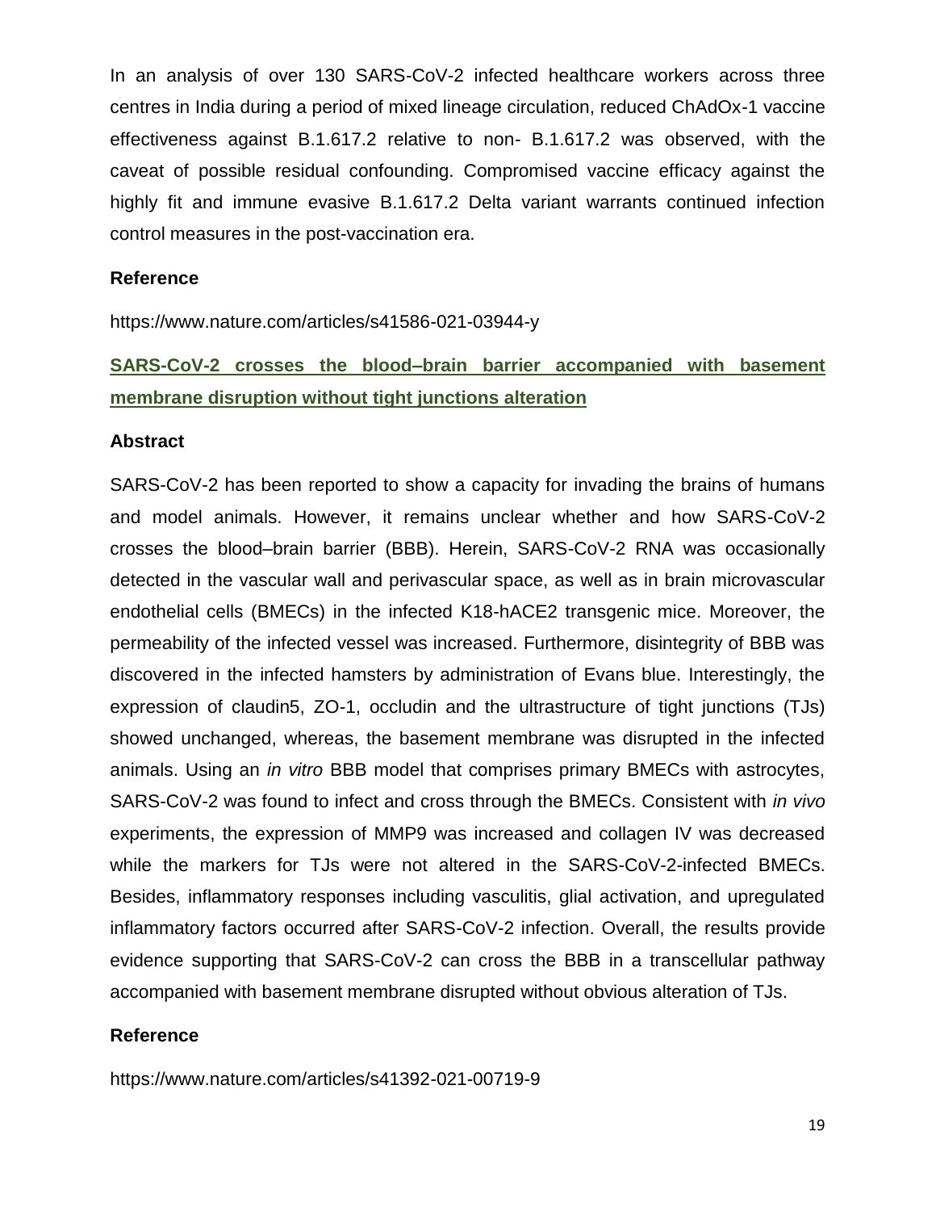In an analysis of over 130 SARS-CoV-2 infected healthcare workers across three centres in India during a period of mixed lineage circulation, reduced ChAdOx-1 vaccine effectiveness against B.1.617.2 relative to non- B.1.617.2 was observed, with the caveat of possible residual confounding. Compromised vaccine efficacy against the highly fit and immune evasive B.1.617.2 Delta variant warrants continued infection control measures in the post-vaccination era.

**Reference**

https://www.nature.com/articles/s41586-021-03944-y

## SARS-CoV-2 crosses the blood–brain barrier accompanied with basement membrane disruption without tight junctions alteration

**Abstract**

SARS-CoV-2 has been reported to show a capacity for invading the brains of humans and model animals. However, it remains unclear whether and how SARS-CoV-2 crosses the blood–brain barrier (BBB). Herein, SARS-CoV-2 RNA was occasionally detected in the vascular wall and perivascular space, as well as in brain microvascular endothelial cells (BMECs) in the infected K18-hACE2 transgenic mice. Moreover, the permeability of the infected vessel was increased. Furthermore, disintegrity of BBB was discovered in the infected hamsters by administration of Evans blue. Interestingly, the expression of claudin5, ZO-1, occludin and the ultrastructure of tight junctions (TJs) showed unchanged, whereas, the basement membrane was disrupted in the infected animals. Using an *in vitro* BBB model that comprises primary BMECs with astrocytes, SARS-CoV-2 was found to infect and cross through the BMECs. Consistent with *in vivo* experiments, the expression of MMP9 was increased and collagen IV was decreased while the markers for TJs were not altered in the SARS-CoV-2-infected BMECs. Besides, inflammatory responses including vasculitis, glial activation, and upregulated inflammatory factors occurred after SARS-CoV-2 infection. Overall, the results provide evidence supporting that SARS-CoV-2 can cross the BBB in a transcellular pathway accompanied with basement membrane disrupted without obvious alteration of TJs.

**Reference**

https://www.nature.com/articles/s41392-021-00719-9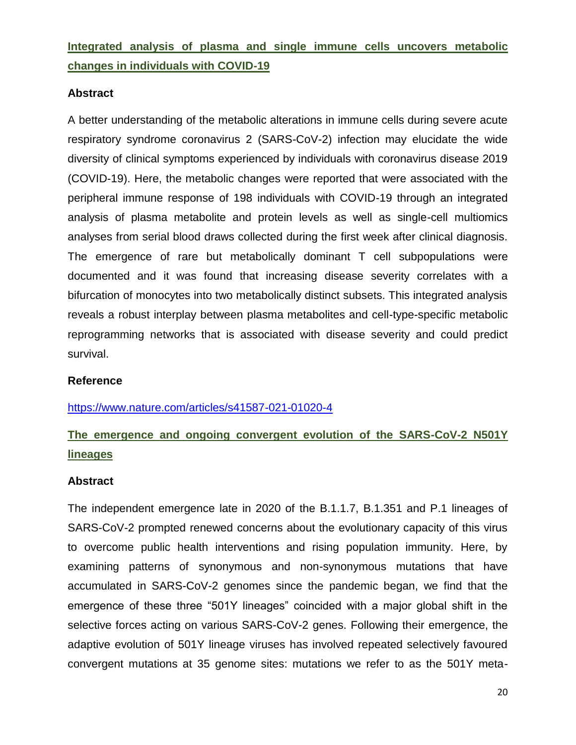## Integrated analysis of plasma and single immune cells uncovers metabolic changes in individuals with COVID-19

### Abstract

A better understanding of the metabolic alterations in immune cells during severe acute respiratory syndrome coronavirus 2 (SARS-CoV-2) infection may elucidate the wide diversity of clinical symptoms experienced by individuals with coronavirus disease 2019 (COVID-19). Here, the metabolic changes were reported that were associated with the peripheral immune response of 198 individuals with COVID-19 through an integrated analysis of plasma metabolite and protein levels as well as single-cell multiomics analyses from serial blood draws collected during the first week after clinical diagnosis. The emergence of rare but metabolically dominant T cell subpopulations were documented and it was found that increasing disease severity correlates with a bifurcation of monocytes into two metabolically distinct subsets. This integrated analysis reveals a robust interplay between plasma metabolites and cell-type-specific metabolic reprogramming networks that is associated with disease severity and could predict survival.

### Reference

https://www.nature.com/articles/s41587-021-01020-4

## The emergence and ongoing convergent evolution of the SARS-CoV-2 N501Y lineages

### Abstract

The independent emergence late in 2020 of the B.1.1.7, B.1.351 and P.1 lineages of SARS-CoV-2 prompted renewed concerns about the evolutionary capacity of this virus to overcome public health interventions and rising population immunity. Here, by examining patterns of synonymous and non-synonymous mutations that have accumulated in SARS-CoV-2 genomes since the pandemic began, we find that the emergence of these three "501Y lineages" coincided with a major global shift in the selective forces acting on various SARS-CoV-2 genes. Following their emergence, the adaptive evolution of 501Y lineage viruses has involved repeated selectively favoured convergent mutations at 35 genome sites: mutations we refer to as the 501Y meta-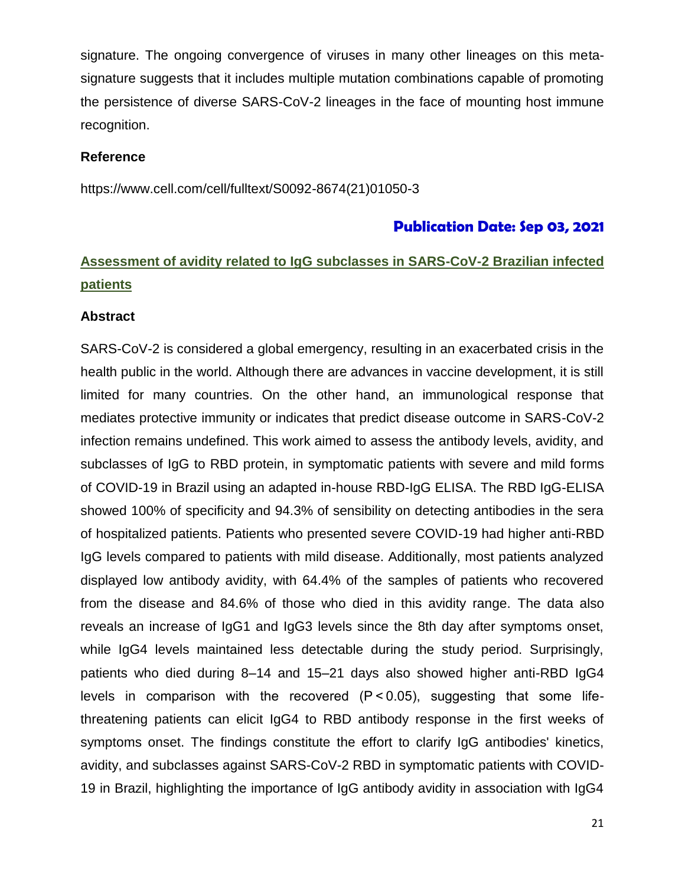signature. The ongoing convergence of viruses in many other lineages on this meta-signature suggests that it includes multiple mutation combinations capable of promoting the persistence of diverse SARS-CoV-2 lineages in the face of mounting host immune recognition.

**Reference**

https://www.cell.com/cell/fulltext/S0092-8674(21)01050-3

**Publication Date: Sep 03, 2021**

## Assessment of avidity related to IgG subclasses in SARS-CoV-2 Brazilian infected patients

**Abstract**

SARS-CoV-2 is considered a global emergency, resulting in an exacerbated crisis in the health public in the world. Although there are advances in vaccine development, it is still limited for many countries. On the other hand, an immunological response that mediates protective immunity or indicates that predict disease outcome in SARS-CoV-2 infection remains undefined. This work aimed to assess the antibody levels, avidity, and subclasses of IgG to RBD protein, in symptomatic patients with severe and mild forms of COVID-19 in Brazil using an adapted in-house RBD-IgG ELISA. The RBD IgG-ELISA showed 100% of specificity and 94.3% of sensibility on detecting antibodies in the sera of hospitalized patients. Patients who presented severe COVID-19 had higher anti-RBD IgG levels compared to patients with mild disease. Additionally, most patients analyzed displayed low antibody avidity, with 64.4% of the samples of patients who recovered from the disease and 84.6% of those who died in this avidity range. The data also reveals an increase of IgG1 and IgG3 levels since the 8th day after symptoms onset, while IgG4 levels maintained less detectable during the study period. Surprisingly, patients who died during 8–14 and 15–21 days also showed higher anti-RBD IgG4 levels in comparison with the recovered ($P < 0.05$), suggesting that some life-threatening patients can elicit IgG4 to RBD antibody response in the first weeks of symptoms onset. The findings constitute the effort to clarify IgG antibodies' kinetics, avidity, and subclasses against SARS-CoV-2 RBD in symptomatic patients with COVID-19 in Brazil, highlighting the importance of IgG antibody avidity in association with IgG4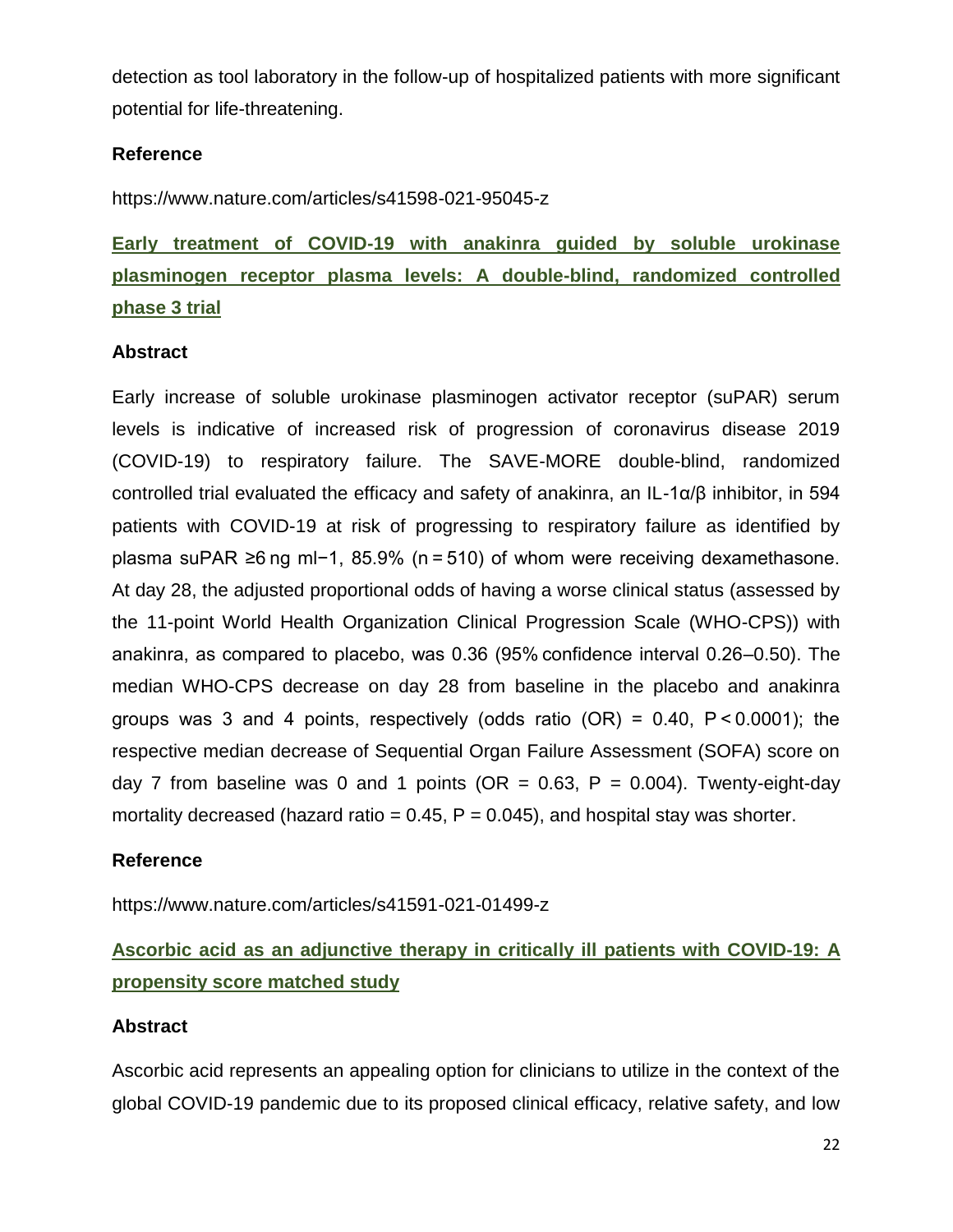detection as tool laboratory in the follow-up of hospitalized patients with more significant potential for life-threatening.

**Reference**

https://www.nature.com/articles/s41598-021-95045-z

## Early treatment of COVID-19 with anakinra guided by soluble urokinase plasminogen receptor plasma levels: A double-blind, randomized controlled phase 3 trial

**Abstract**

Early increase of soluble urokinase plasminogen activator receptor (suPAR) serum levels is indicative of increased risk of progression of coronavirus disease 2019 (COVID-19) to respiratory failure. The SAVE-MORE double-blind, randomized controlled trial evaluated the efficacy and safety of anakinra, an IL-1α/β inhibitor, in 594 patients with COVID-19 at risk of progressing to respiratory failure as identified by plasma suPAR ≥6 ng $ml^{-1}$, 85.9% (n = 510) of whom were receiving dexamethasone. At day 28, the adjusted proportional odds of having a worse clinical status (assessed by the 11-point World Health Organization Clinical Progression Scale (WHO-CPS)) with anakinra, as compared to placebo, was 0.36 (95% confidence interval 0.26–0.50). The median WHO-CPS decrease on day 28 from baseline in the placebo and anakinra groups was 3 and 4 points, respectively (odds ratio (OR) = 0.40, $P < 0.0001$); the respective median decrease of Sequential Organ Failure Assessment (SOFA) score on day 7 from baseline was 0 and 1 points (OR = 0.63, $P = 0.004$). Twenty-eight-day mortality decreased (hazard ratio = 0.45, $P = 0.045$), and hospital stay was shorter.

**Reference**

https://www.nature.com/articles/s41591-021-01499-z

## Ascorbic acid as an adjunctive therapy in critically ill patients with COVID-19: A propensity score matched study

**Abstract**

Ascorbic acid represents an appealing option for clinicians to utilize in the context of the global COVID-19 pandemic due to its proposed clinical efficacy, relative safety, and low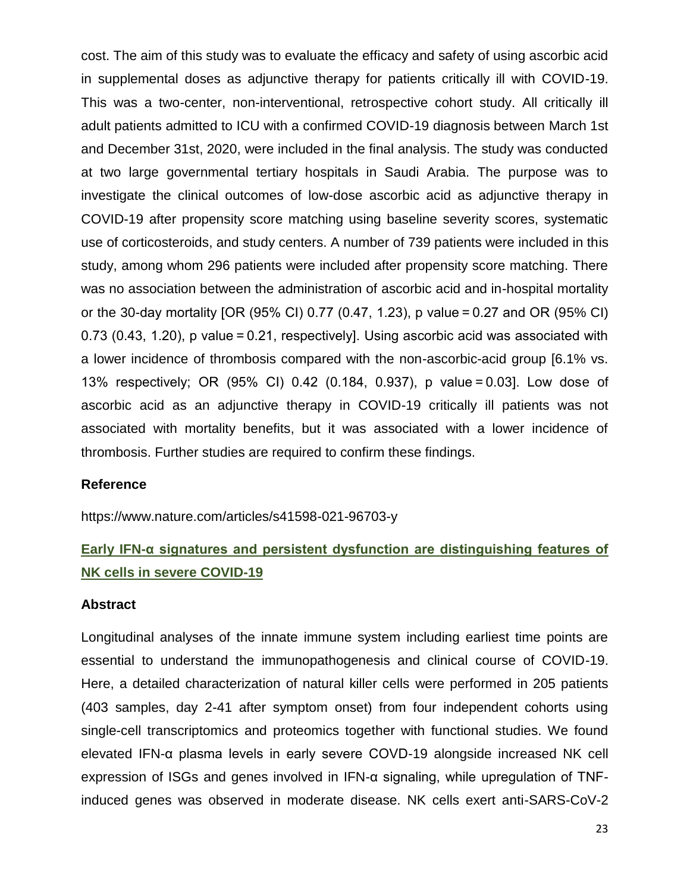cost. The aim of this study was to evaluate the efficacy and safety of using ascorbic acid in supplemental doses as adjunctive therapy for patients critically ill with COVID-19. This was a two-center, non-interventional, retrospective cohort study. All critically ill adult patients admitted to ICU with a confirmed COVID-19 diagnosis between March 1st and December 31st, 2020, were included in the final analysis. The study was conducted at two large governmental tertiary hospitals in Saudi Arabia. The purpose was to investigate the clinical outcomes of low-dose ascorbic acid as adjunctive therapy in COVID-19 after propensity score matching using baseline severity scores, systematic use of corticosteroids, and study centers. A number of 739 patients were included in this study, among whom 296 patients were included after propensity score matching. There was no association between the administration of ascorbic acid and in-hospital mortality or the 30-day mortality [OR (95% CI) 0.77 (0.47, 1.23), p value = 0.27 and OR (95% CI) 0.73 (0.43, 1.20), p value = 0.21, respectively]. Using ascorbic acid was associated with a lower incidence of thrombosis compared with the non-ascorbic-acid group [6.1% vs. 13% respectively; OR (95% CI) 0.42 (0.184, 0.937), p value = 0.03]. Low dose of ascorbic acid as an adjunctive therapy in COVID-19 critically ill patients was not associated with mortality benefits, but it was associated with a lower incidence of thrombosis. Further studies are required to confirm these findings.

**Reference**

https://www.nature.com/articles/s41598-021-96703-y

## Early IFN-α signatures and persistent dysfunction are distinguishing features of NK cells in severe COVID-19

**Abstract**

Longitudinal analyses of the innate immune system including earliest time points are essential to understand the immunopathogenesis and clinical course of COVID-19. Here, a detailed characterization of natural killer cells were performed in 205 patients (403 samples, day 2-41 after symptom onset) from four independent cohorts using single-cell transcriptomics and proteomics together with functional studies. We found elevated IFN-α plasma levels in early severe COVD-19 alongside increased NK cell expression of ISGs and genes involved in IFN-α signaling, while upregulation of TNF-induced genes was observed in moderate disease. NK cells exert anti-SARS-CoV-2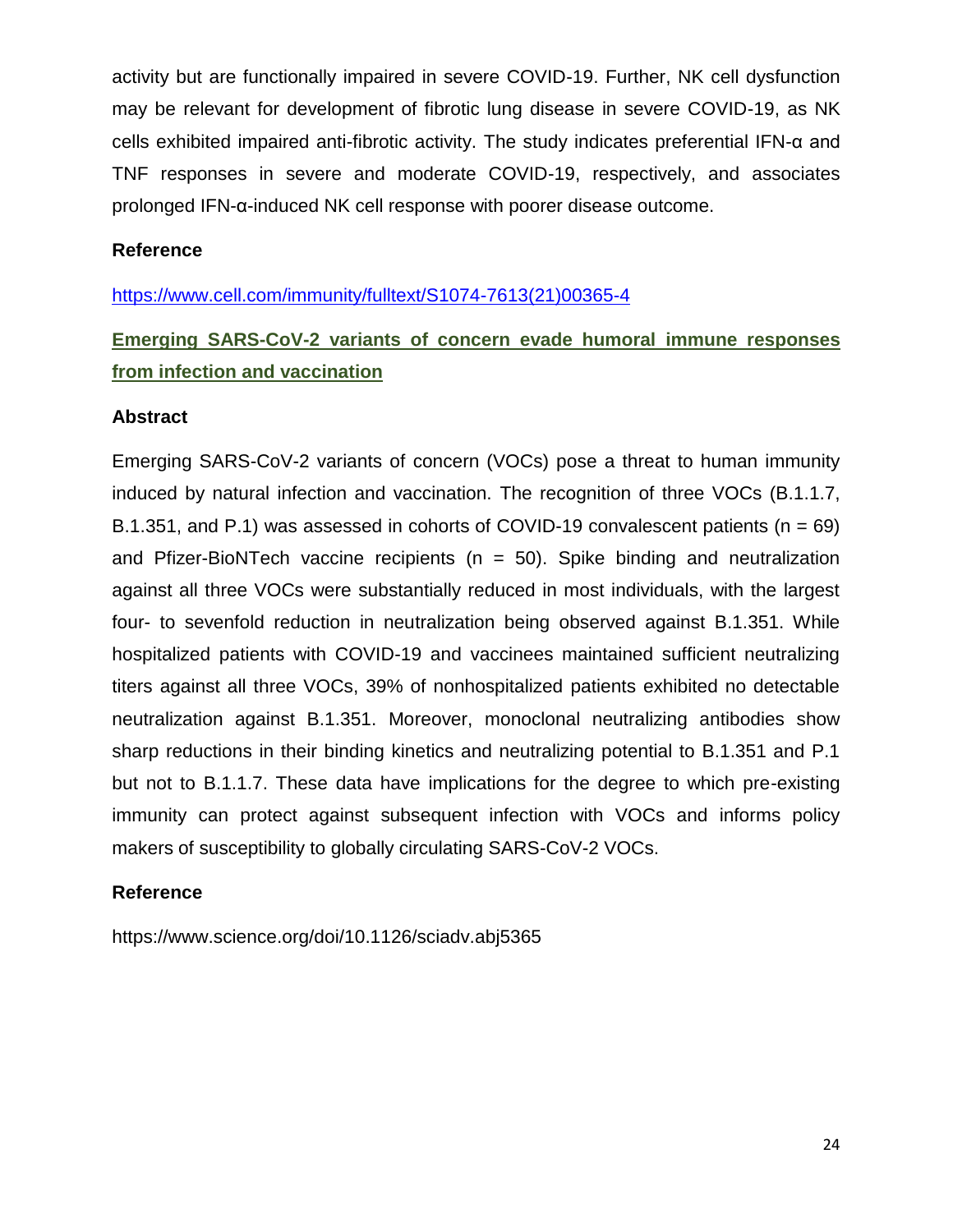activity but are functionally impaired in severe COVID-19. Further, NK cell dysfunction may be relevant for development of fibrotic lung disease in severe COVID-19, as NK cells exhibited impaired anti-fibrotic activity. The study indicates preferential IFN-α and TNF responses in severe and moderate COVID-19, respectively, and associates prolonged IFN-α-induced NK cell response with poorer disease outcome.

**Reference**

https://www.cell.com/immunity/fulltext/S1074-7613(21)00365-4

## Emerging SARS-CoV-2 variants of concern evade humoral immune responses from infection and vaccination

**Abstract**

Emerging SARS-CoV-2 variants of concern (VOCs) pose a threat to human immunity induced by natural infection and vaccination. The recognition of three VOCs (B.1.1.7, B.1.351, and P.1) was assessed in cohorts of COVID-19 convalescent patients (n = 69) and Pfizer-BioNTech vaccine recipients (n = 50). Spike binding and neutralization against all three VOCs were substantially reduced in most individuals, with the largest four- to sevenfold reduction in neutralization being observed against B.1.351. While hospitalized patients with COVID-19 and vaccinees maintained sufficient neutralizing titers against all three VOCs, 39% of nonhospitalized patients exhibited no detectable neutralization against B.1.351. Moreover, monoclonal neutralizing antibodies show sharp reductions in their binding kinetics and neutralizing potential to B.1.351 and P.1 but not to B.1.1.7. These data have implications for the degree to which pre-existing immunity can protect against subsequent infection with VOCs and informs policy makers of susceptibility to globally circulating SARS-CoV-2 VOCs.

**Reference**

https://www.science.org/doi/10.1126/sciadv.abj5365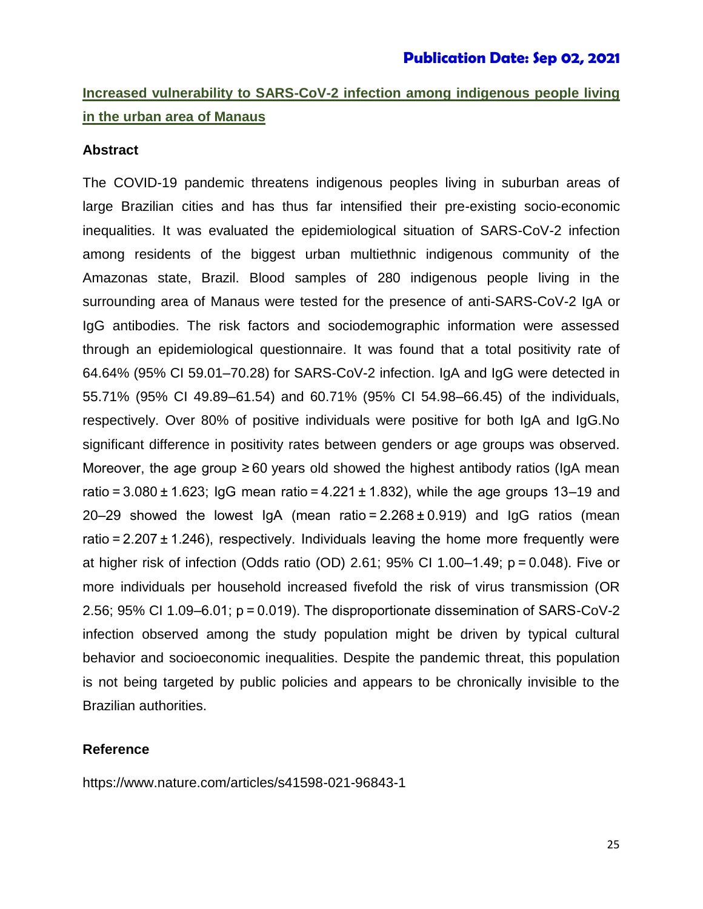**Publication Date: Sep 02, 2021**

## Increased vulnerability to SARS-CoV-2 infection among indigenous people living in the urban area of Manaus

### Abstract

The COVID-19 pandemic threatens indigenous peoples living in suburban areas of large Brazilian cities and has thus far intensified their pre-existing socio-economic inequalities. It was evaluated the epidemiological situation of SARS-CoV-2 infection among residents of the biggest urban multiethnic indigenous community of the Amazonas state, Brazil. Blood samples of 280 indigenous people living in the surrounding area of Manaus were tested for the presence of anti-SARS-CoV-2 IgA or IgG antibodies. The risk factors and sociodemographic information were assessed through an epidemiological questionnaire. It was found that a total positivity rate of 64.64% (95% CI 59.01–70.28) for SARS-CoV-2 infection. IgA and IgG were detected in 55.71% (95% CI 49.89–61.54) and 60.71% (95% CI 54.98–66.45) of the individuals, respectively. Over 80% of positive individuals were positive for both IgA and IgG.No significant difference in positivity rates between genders or age groups was observed. Moreover, the age group ≥ 60 years old showed the highest antibody ratios (IgA mean ratio = 3.080 ± 1.623; IgG mean ratio = 4.221 ± 1.832), while the age groups 13–19 and 20–29 showed the lowest IgA (mean ratio = 2.268 ± 0.919) and IgG ratios (mean ratio = 2.207 ± 1.246), respectively. Individuals leaving the home more frequently were at higher risk of infection (Odds ratio (OD) 2.61; 95% CI 1.00–1.49; p = 0.048). Five or more individuals per household increased fivefold the risk of virus transmission (OR 2.56; 95% CI 1.09–6.01; p = 0.019). The disproportionate dissemination of SARS-CoV-2 infection observed among the study population might be driven by typical cultural behavior and socioeconomic inequalities. Despite the pandemic threat, this population is not being targeted by public policies and appears to be chronically invisible to the Brazilian authorities.

### Reference

https://www.nature.com/articles/s41598-021-96843-1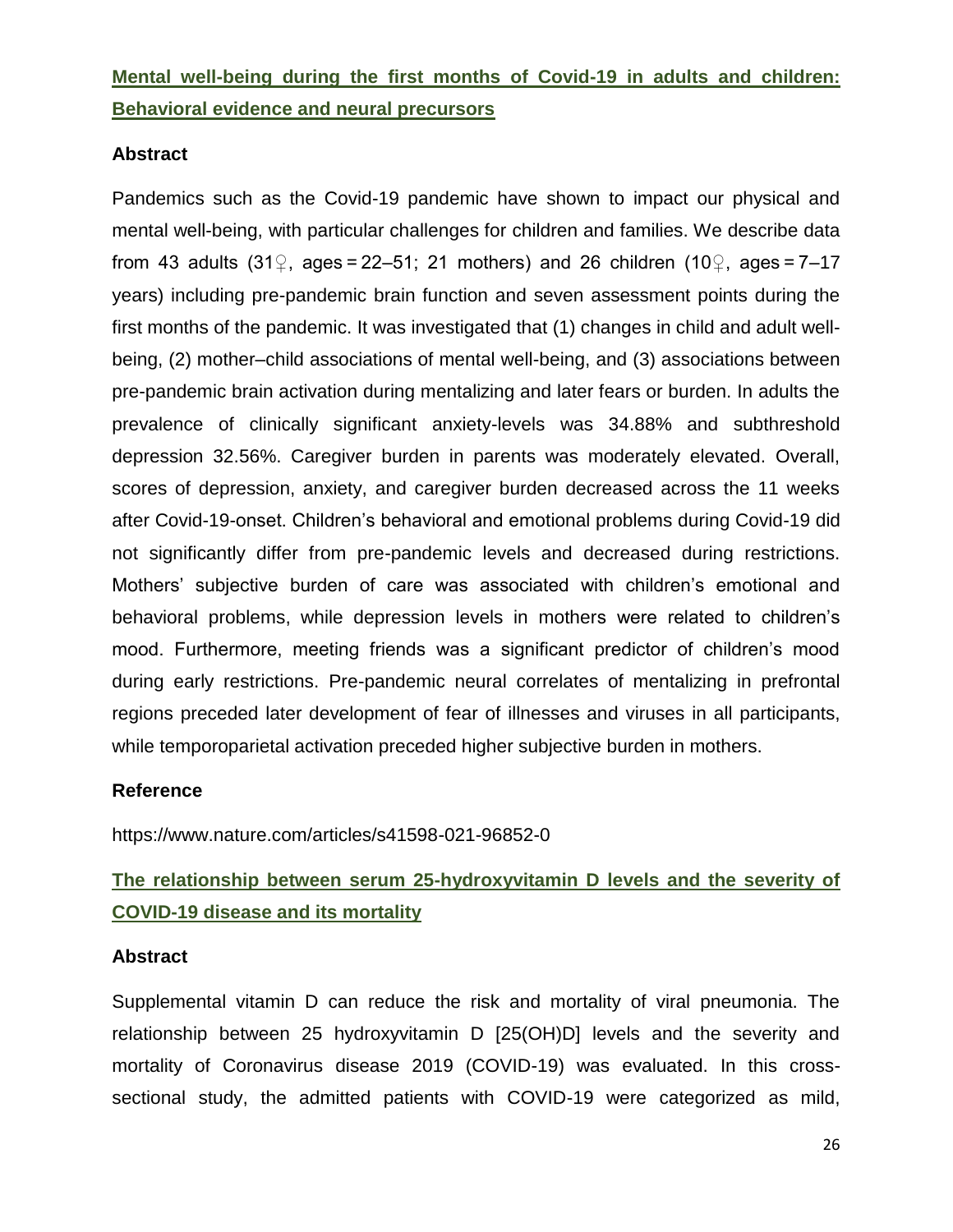## [Mental well-being during the first months of Covid-19 in adults and children: Behavioral evidence and neural precursors](https://www.nature.com/articles/s41598-021-96852-0)

### Abstract

Pandemics such as the Covid-19 pandemic have shown to impact our physical and mental well-being, with particular challenges for children and families. We describe data from 43 adults (31♀, ages = 22–51; 21 mothers) and 26 children (10♀, ages = 7–17 years) including pre-pandemic brain function and seven assessment points during the first months of the pandemic. It was investigated that (1) changes in child and adult well-being, (2) mother–child associations of mental well-being, and (3) associations between pre-pandemic brain activation during mentalizing and later fears or burden. In adults the prevalence of clinically significant anxiety-levels was 34.88% and subthreshold depression 32.56%. Caregiver burden in parents was moderately elevated. Overall, scores of depression, anxiety, and caregiver burden decreased across the 11 weeks after Covid-19-onset. Children's behavioral and emotional problems during Covid-19 did not significantly differ from pre-pandemic levels and decreased during restrictions. Mothers' subjective burden of care was associated with children's emotional and behavioral problems, while depression levels in mothers were related to children's mood. Furthermore, meeting friends was a significant predictor of children's mood during early restrictions. Pre-pandemic neural correlates of mentalizing in prefrontal regions preceded later development of fear of illnesses and viruses in all participants, while temporoparietal activation preceded higher subjective burden in mothers.

### Reference

https://www.nature.com/articles/s41598-021-96852-0

## The relationship between serum 25-hydroxyvitamin D levels and the severity of COVID-19 disease and its mortality

### Abstract

Supplemental vitamin D can reduce the risk and mortality of viral pneumonia. The relationship between 25 hydroxyvitamin D [25(OH)D] levels and the severity and mortality of Coronavirus disease 2019 (COVID-19) was evaluated. In this cross-sectional study, the admitted patients with COVID-19 were categorized as mild,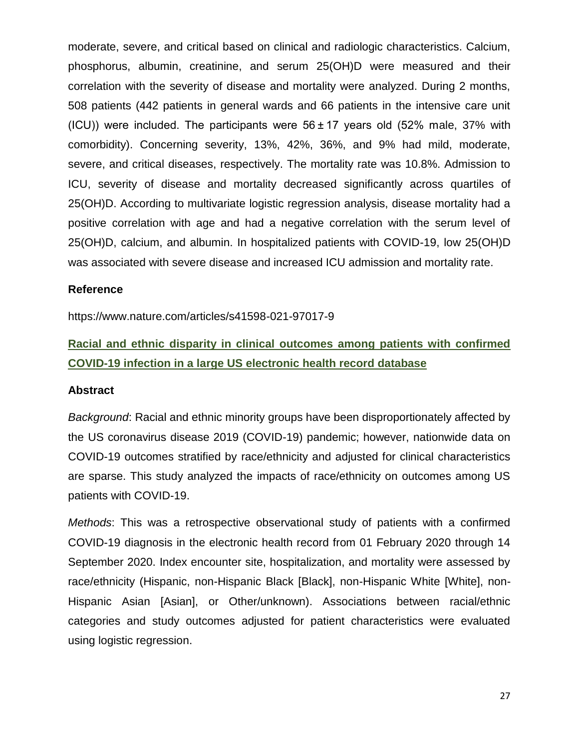moderate, severe, and critical based on clinical and radiologic characteristics. Calcium, phosphorus, albumin, creatinine, and serum 25(OH)D were measured and their correlation with the severity of disease and mortality were analyzed. During 2 months, 508 patients (442 patients in general wards and 66 patients in the intensive care unit (ICU)) were included. The participants were $56 \pm 17$ years old (52% male, 37% with comorbidity). Concerning severity, 13%, 42%, 36%, and 9% had mild, moderate, severe, and critical diseases, respectively. The mortality rate was 10.8%. Admission to ICU, severity of disease and mortality decreased significantly across quartiles of 25(OH)D. According to multivariate logistic regression analysis, disease mortality had a positive correlation with age and had a negative correlation with the serum level of 25(OH)D, calcium, and albumin. In hospitalized patients with COVID-19, low 25(OH)D was associated with severe disease and increased ICU admission and mortality rate.

### Reference

https://www.nature.com/articles/s41598-021-97017-9

## Racial and ethnic disparity in clinical outcomes among patients with confirmed COVID-19 infection in a large US electronic health record database

### Abstract

*Background*: Racial and ethnic minority groups have been disproportionately affected by the US coronavirus disease 2019 (COVID-19) pandemic; however, nationwide data on COVID-19 outcomes stratified by race/ethnicity and adjusted for clinical characteristics are sparse. This study analyzed the impacts of race/ethnicity on outcomes among US patients with COVID-19.

*Methods*: This was a retrospective observational study of patients with a confirmed COVID-19 diagnosis in the electronic health record from 01 February 2020 through 14 September 2020. Index encounter site, hospitalization, and mortality were assessed by race/ethnicity (Hispanic, non-Hispanic Black [Black], non-Hispanic White [White], non-Hispanic Asian [Asian], or Other/unknown). Associations between racial/ethnic categories and study outcomes adjusted for patient characteristics were evaluated using logistic regression.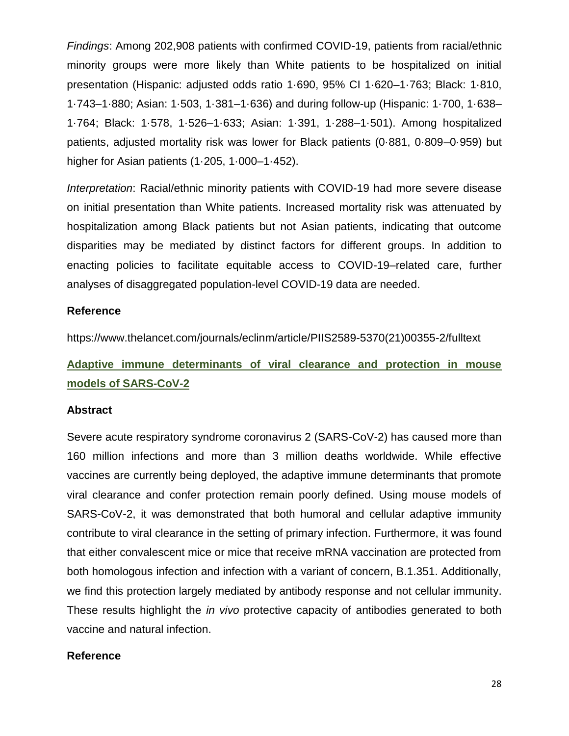*Findings*: Among 202,908 patients with confirmed COVID-19, patients from racial/ethnic minority groups were more likely than White patients to be hospitalized on initial presentation (Hispanic: adjusted odds ratio 1·690, 95% CI 1·620–1·763; Black: 1·810, 1·743–1·880; Asian: 1·503, 1·381–1·636) and during follow-up (Hispanic: 1·700, 1·638–1·764; Black: 1·578, 1·526–1·633; Asian: 1·391, 1·288–1·501). Among hospitalized patients, adjusted mortality risk was lower for Black patients (0·881, 0·809–0·959) but higher for Asian patients (1·205, 1·000–1·452).

*Interpretation*: Racial/ethnic minority patients with COVID-19 had more severe disease on initial presentation than White patients. Increased mortality risk was attenuated by hospitalization among Black patients but not Asian patients, indicating that outcome disparities may be mediated by distinct factors for different groups. In addition to enacting policies to facilitate equitable access to COVID-19–related care, further analyses of disaggregated population-level COVID-19 data are needed.

**Reference**

https://www.thelancet.com/journals/eclinm/article/PIIS2589-5370(21)00355-2/fulltext

## Adaptive immune determinants of viral clearance and protection in mouse models of SARS-CoV-2

**Abstract**

Severe acute respiratory syndrome coronavirus 2 (SARS-CoV-2) has caused more than 160 million infections and more than 3 million deaths worldwide. While effective vaccines are currently being deployed, the adaptive immune determinants that promote viral clearance and confer protection remain poorly defined. Using mouse models of SARS-CoV-2, it was demonstrated that both humoral and cellular adaptive immunity contribute to viral clearance in the setting of primary infection. Furthermore, it was found that either convalescent mice or mice that receive mRNA vaccination are protected from both homologous infection and infection with a variant of concern, B.1.351. Additionally, we find this protection largely mediated by antibody response and not cellular immunity. These results highlight the *in vivo* protective capacity of antibodies generated to both vaccine and natural infection.

**Reference**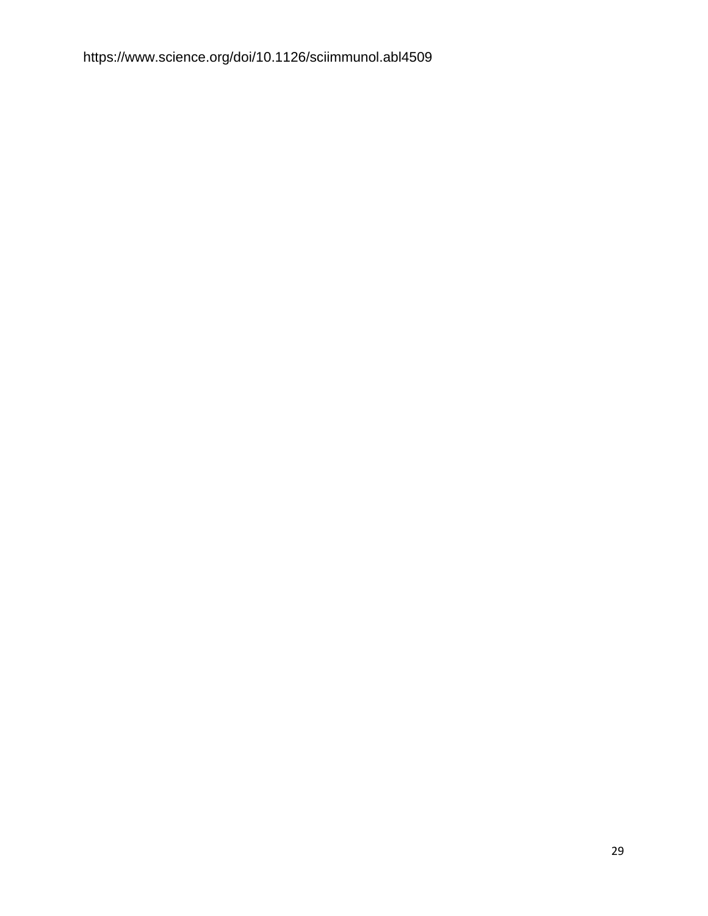https://www.science.org/doi/10.1126/sciimmunol.abl4509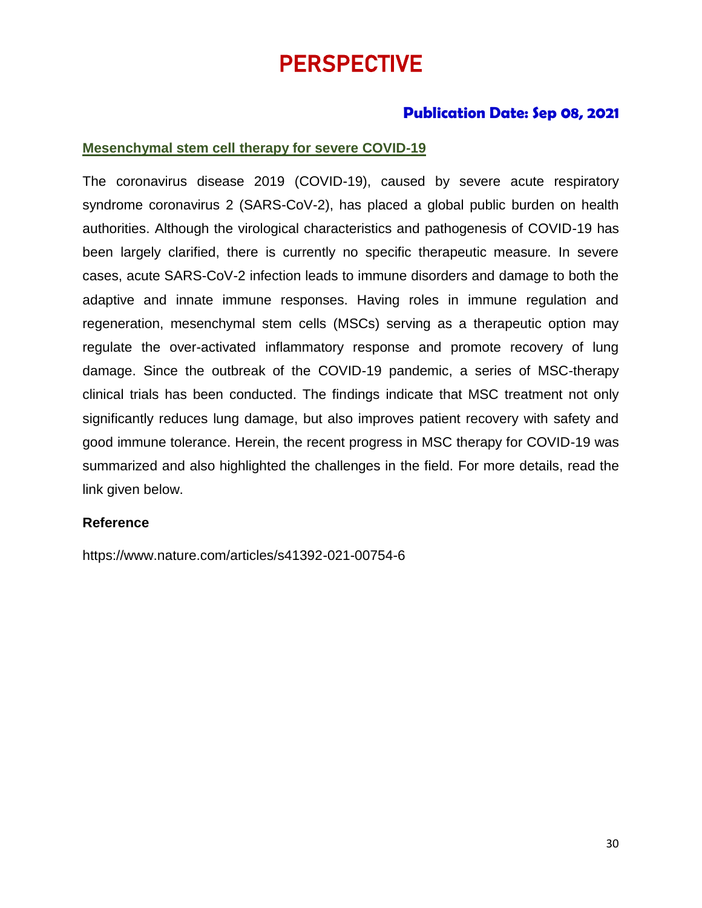# PERSPECTIVE

**Publication Date: Sep 08, 2021**

## Mesenchymal stem cell therapy for severe COVID-19

The coronavirus disease 2019 (COVID-19), caused by severe acute respiratory syndrome coronavirus 2 (SARS-CoV-2), has placed a global public burden on health authorities. Although the virological characteristics and pathogenesis of COVID-19 has been largely clarified, there is currently no specific therapeutic measure. In severe cases, acute SARS-CoV-2 infection leads to immune disorders and damage to both the adaptive and innate immune responses. Having roles in immune regulation and regeneration, mesenchymal stem cells (MSCs) serving as a therapeutic option may regulate the over-activated inflammatory response and promote recovery of lung damage. Since the outbreak of the COVID-19 pandemic, a series of MSC-therapy clinical trials has been conducted. The findings indicate that MSC treatment not only significantly reduces lung damage, but also improves patient recovery with safety and good immune tolerance. Herein, the recent progress in MSC therapy for COVID-19 was summarized and also highlighted the challenges in the field. For more details, read the link given below.

**Reference**

https://www.nature.com/articles/s41392-021-00754-6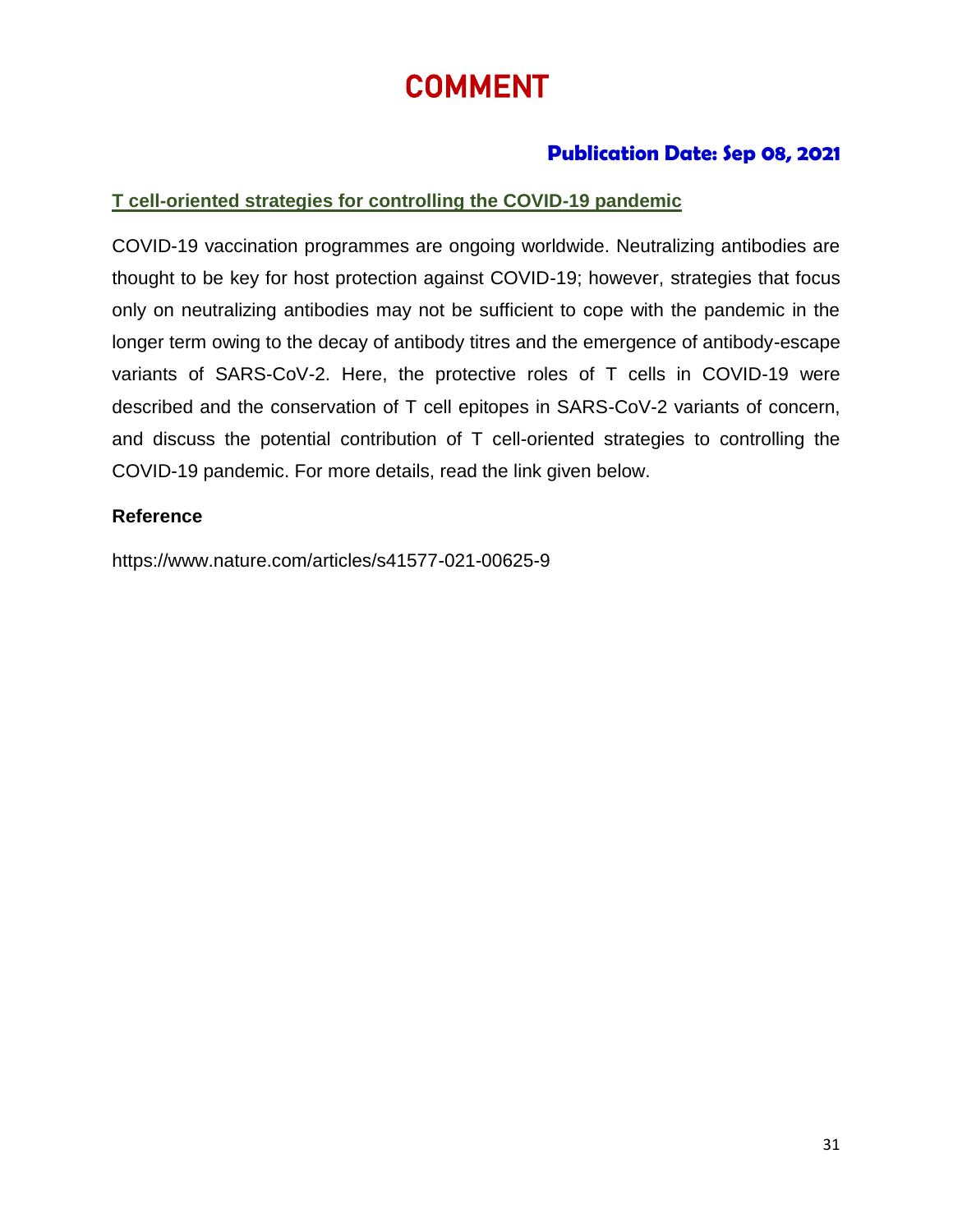# COMMENT

**Publication Date: Sep 08, 2021**

## T cell-oriented strategies for controlling the COVID-19 pandemic

COVID-19 vaccination programmes are ongoing worldwide. Neutralizing antibodies are thought to be key for host protection against COVID-19; however, strategies that focus only on neutralizing antibodies may not be sufficient to cope with the pandemic in the longer term owing to the decay of antibody titres and the emergence of antibody-escape variants of SARS-CoV-2. Here, the protective roles of T cells in COVID-19 were described and the conservation of T cell epitopes in SARS-CoV-2 variants of concern, and discuss the potential contribution of T cell-oriented strategies to controlling the COVID-19 pandemic. For more details, read the link given below.

**Reference**

https://www.nature.com/articles/s41577-021-00625-9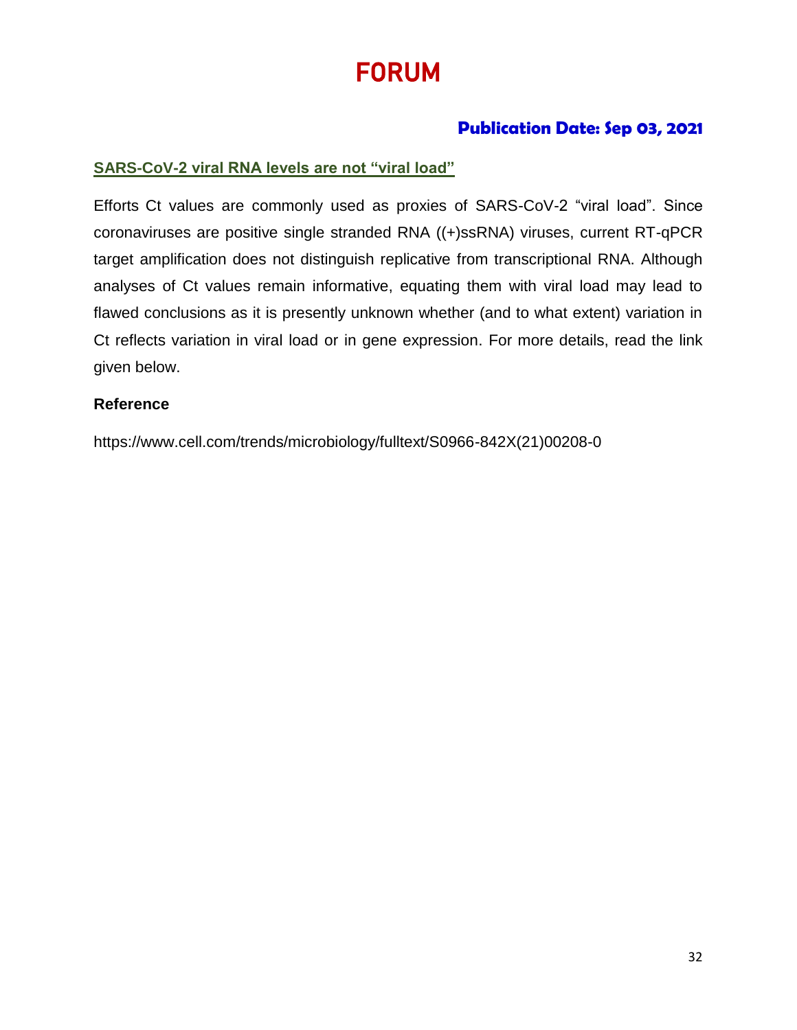# FORUM

**Publication Date: Sep 03, 2021**

## SARS-CoV-2 viral RNA levels are not "viral load"

Efforts Ct values are commonly used as proxies of SARS-CoV-2 "viral load". Since coronaviruses are positive single stranded RNA ((+)ssRNA) viruses, current RT-qPCR target amplification does not distinguish replicative from transcriptional RNA. Although analyses of Ct values remain informative, equating them with viral load may lead to flawed conclusions as it is presently unknown whether (and to what extent) variation in Ct reflects variation in viral load or in gene expression. For more details, read the link given below.

**Reference**

https://www.cell.com/trends/microbiology/fulltext/S0966-842X(21)00208-0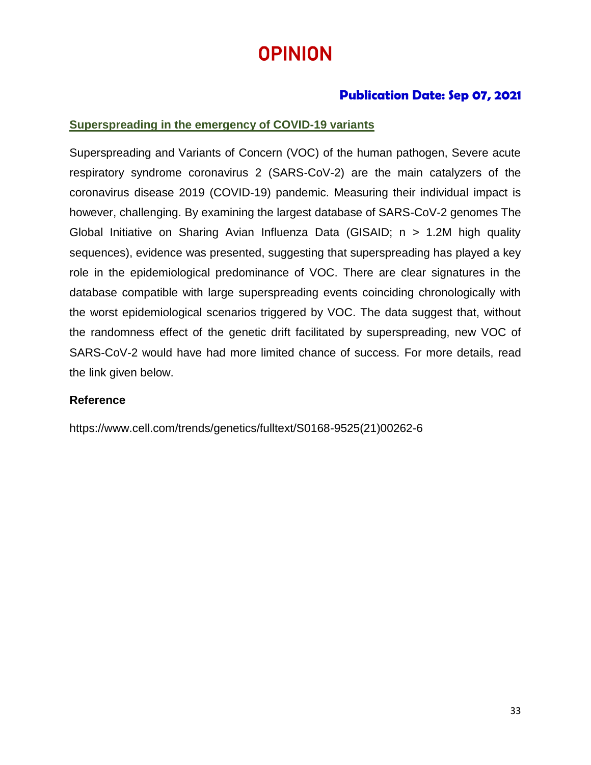# OPINION

**Publication Date: Sep 07, 2021**

## Superspreading in the emergency of COVID-19 variants

Superspreading and Variants of Concern (VOC) of the human pathogen, Severe acute respiratory syndrome coronavirus 2 (SARS-CoV-2) are the main catalyzers of the coronavirus disease 2019 (COVID-19) pandemic. Measuring their individual impact is however, challenging. By examining the largest database of SARS-CoV-2 genomes The Global Initiative on Sharing Avian Influenza Data (GISAID; n > 1.2M high quality sequences), evidence was presented, suggesting that superspreading has played a key role in the epidemiological predominance of VOC. There are clear signatures in the database compatible with large superspreading events coinciding chronologically with the worst epidemiological scenarios triggered by VOC. The data suggest that, without the randomness effect of the genetic drift facilitated by superspreading, new VOC of SARS-CoV-2 would have had more limited chance of success. For more details, read the link given below.

**Reference**

https://www.cell.com/trends/genetics/fulltext/S0168-9525(21)00262-6